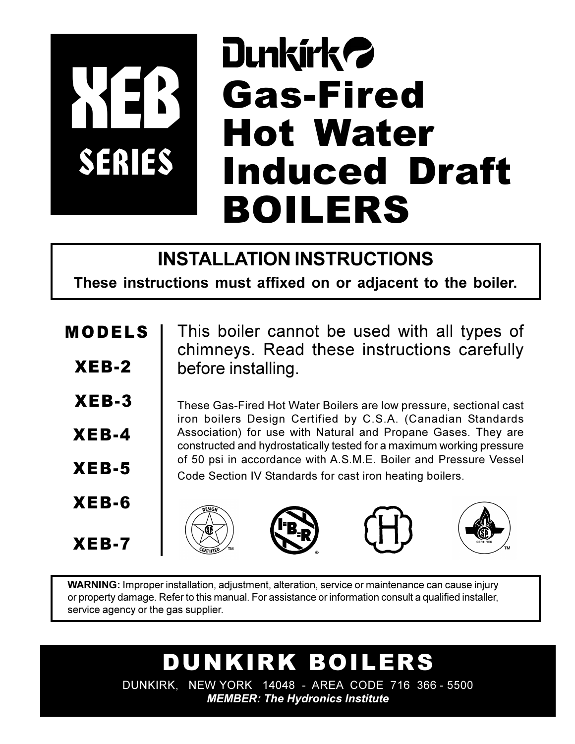# XEB SERIES

# Dunkirk Gas-Fired Hot Water Induced Draft BOILERS

## INSTALLATION INSTRUCTIONS

**These instructions must affixed on or adjacent to the boiler.**

**MODELS**

**XEB-2**

**XEB-3**

**XEB-4**

**XEB-5**

**XEB-6**

**XEB-7**

This boiler cannot be used with all types of chimneys. Read these instructions carefully before installing.

These Gas-Fired Hot Water Boilers are low pressure, sectional cast iron boilers Design Certified by C.S.A. (Canadian Standards Association) for use with Natural and Propane Gases. They are constructed and hydrostatically tested for a maximum working pressure of 50 psi in accordance with A.S.M.E. Boiler and Pressure Vessel Code Section IV Standards for cast iron heating boilers.

**WARNING:** Improper installation, adjustment, alteration, service or maintenance can cause injury or property damage. Refer to this manual. For assistance or information consult a qualified installer, service agency or the gas supplier.

## DUNKIRK BOILERS

DUNKIRK, NEW YORK 14048 - AREA CODE 716 366 - 5500

***MEMBER: The Hydronics Institute***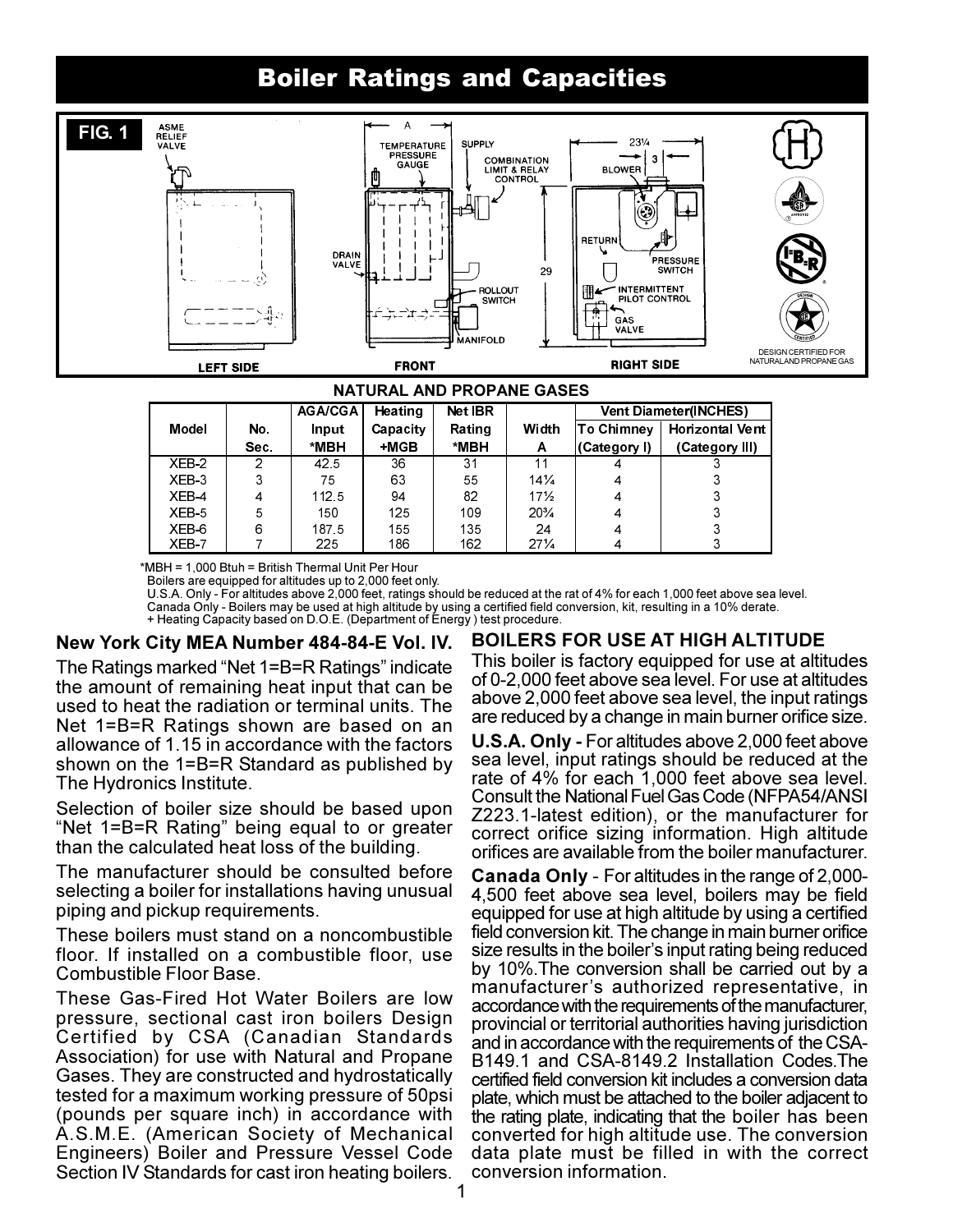# Boiler Ratings and Capacities

FIG. 1

LEFT SIDE — ASME RELIEF VALVE

FRONT — A, TEMPERATURE PRESSURE GAUGE, SUPPLY, COMBINATION LIMIT & RELAY CONTROL, DRAIN VALVE, ROLLOUT SWITCH, MANIFOLD, 29

RIGHT SIDE — 23¼, 3, BLOWER, RETURN, PRESSURE SWITCH, INTERMITTENT PILOT CONTROL, GAS VALVE

DESIGN CERTIFIED FOR NATURAL AND PROPANE GAS

**NATURAL AND PROPANE GASES**

| Model | No. Sec. | AGA/CGA Input *MBH | Heating Capacity +MGB | Net IBR Rating *MBH | Width A | Vent Diameter(INCHES) To Chimney (Category I) | Horizontal Vent (Category III) |
|---|---|---|---|---|---|---|---|
| XEB-2 | 2 | 42.5 | 36 | 31 | 11 | 4 | 3 |
| XEB-3 | 3 | 75 | 63 | 55 | 14¼ | 4 | 3 |
| XEB-4 | 4 | 112.5 | 94 | 82 | 17½ | 4 | 3 |
| XEB-5 | 5 | 150 | 125 | 109 | 20¾ | 4 | 3 |
| XEB-6 | 6 | 187.5 | 155 | 135 | 24 | 4 | 3 |
| XEB-7 | 7 | 225 | 186 | 162 | 27¼ | 4 | 3 |

*MBH = 1,000 Btuh = British Thermal Unit Per Hour
Boilers are equipped for altitudes up to 2,000 feet only.
U.S.A. Only - For altitudes above 2,000 feet, ratings should be reduced at the rat of 4% for each 1,000 feet above sea level.
Canada Only - Boilers may be used at high altitude by using a certified field conversion, kit, resulting in a 10% derate.
+ Heating Capacity based on D.O.E. (Department of Energy ) test procedure.

**New York City MEA Number 484-84-E Vol. IV.**

The Ratings marked "Net 1=B=R Ratings" indicate the amount of remaining heat input that can be used to heat the radiation or terminal units. The Net 1=B=R Ratings shown are based on an allowance of 1.15 in accordance with the factors shown on the 1=B=R Standard as published by The Hydronics Institute.

Selection of boiler size should be based upon "Net 1=B=R Rating" being equal to or greater than the calculated heat loss of the building.

The manufacturer should be consulted before selecting a boiler for installations having unusual piping and pickup requirements.

These boilers must stand on a noncombustible floor. If installed on a combustible floor, use Combustible Floor Base.

These Gas-Fired Hot Water Boilers are low pressure, sectional cast iron boilers Design Certified by CSA (Canadian Standards Association) for use with Natural and Propane Gases. They are constructed and hydrostatically tested for a maximum working pressure of 50psi (pounds per square inch) in accordance with A.S.M.E. (American Society of Mechanical Engineers) Boiler and Pressure Vessel Code Section IV Standards for cast iron heating boilers.

**BOILERS FOR USE AT HIGH ALTITUDE**

This boiler is factory equipped for use at altitudes of 0-2,000 feet above sea level. For use at altitudes above 2,000 feet above sea level, the input ratings are reduced by a change in main burner orifice size.

**U.S.A. Only -** For altitudes above 2,000 feet above sea level, input ratings should be reduced at the rate of 4% for each 1,000 feet above sea level. Consult the National Fuel Gas Code (NFPA54/ANSI Z223.1-latest edition), or the manufacturer for correct orifice sizing information. High altitude orifices are available from the boiler manufacturer.

**Canada Only** - For altitudes in the range of 2,000-4,500 feet above sea level, boilers may be field equipped for use at high altitude by using a certified field conversion kit. The change in main burner orifice size results in the boiler's input rating being reduced by 10%.The conversion shall be carried out by a manufacturer's authorized representative, in accordance with the requirements of the manufacturer, provincial or territorial authorities having jurisdiction and in accordance with the requirements of the CSA-B149.1 and CSA-8149.2 Installation Codes.The certified field conversion kit includes a conversion data plate, which must be attached to the boiler adjacent to the rating plate, indicating that the boiler has been converted for high altitude use. The conversion data plate must be filled in with the correct conversion information.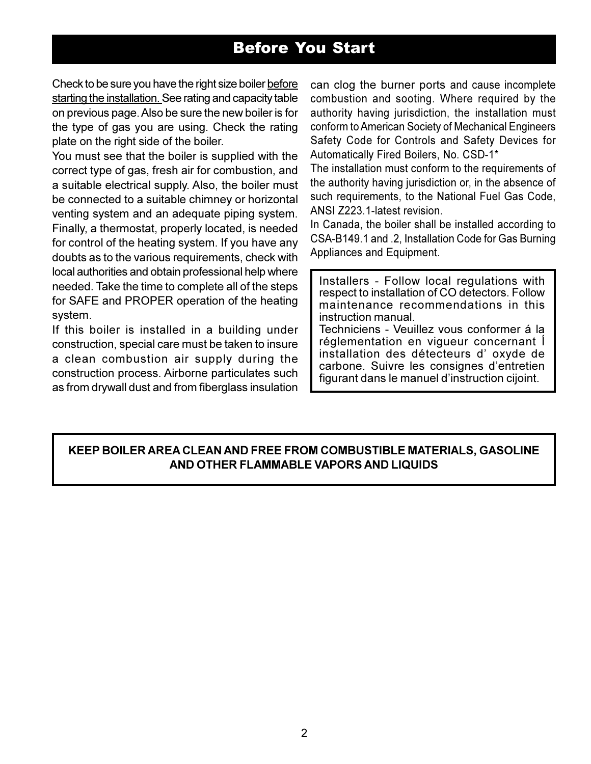# Before You Start

Check to be sure you have the right size boiler <u>before starting the installation.</u> See rating and capacity table on previous page. Also be sure the new boiler is for the type of gas you are using. Check the rating plate on the right side of the boiler.

You must see that the boiler is supplied with the correct type of gas, fresh air for combustion, and a suitable electrical supply. Also, the boiler must be connected to a suitable chimney or horizontal venting system and an adequate piping system. Finally, a thermostat, properly located, is needed for control of the heating system. If you have any doubts as to the various requirements, check with local authorities and obtain professional help where needed. Take the time to complete all of the steps for SAFE and PROPER operation of the heating system.

If this boiler is installed in a building under construction, special care must be taken to insure a clean combustion air supply during the construction process. Airborne particulates such as from drywall dust and from fiberglass insulation can clog the burner ports and cause incomplete combustion and sooting. Where required by the authority having jurisdiction, the installation must conform to American Society of Mechanical Engineers Safety Code for Controls and Safety Devices for Automatically Fired Boilers, No. CSD-1*

The installation must conform to the requirements of the authority having jurisdiction or, in the absence of such requirements, to the National Fuel Gas Code, ANSI Z223.1-latest revision.

In Canada, the boiler shall be installed according to CSA-B149.1 and .2, Installation Code for Gas Burning Appliances and Equipment.

> Installers - Follow local regulations with respect to installation of CO detectors. Follow maintenance recommendations in this instruction manual.
>
> Techniciens - Veuillez vous conformer á la réglementation en vigueur concernant Í installation des détecteurs d' oxyde de carbone. Suivre les consignes d'entretien figurant dans le manuel d'instruction cijoint.

> **KEEP BOILER AREA CLEAN AND FREE FROM COMBUSTIBLE MATERIALS, GASOLINE AND OTHER FLAMMABLE VAPORS AND LIQUIDS**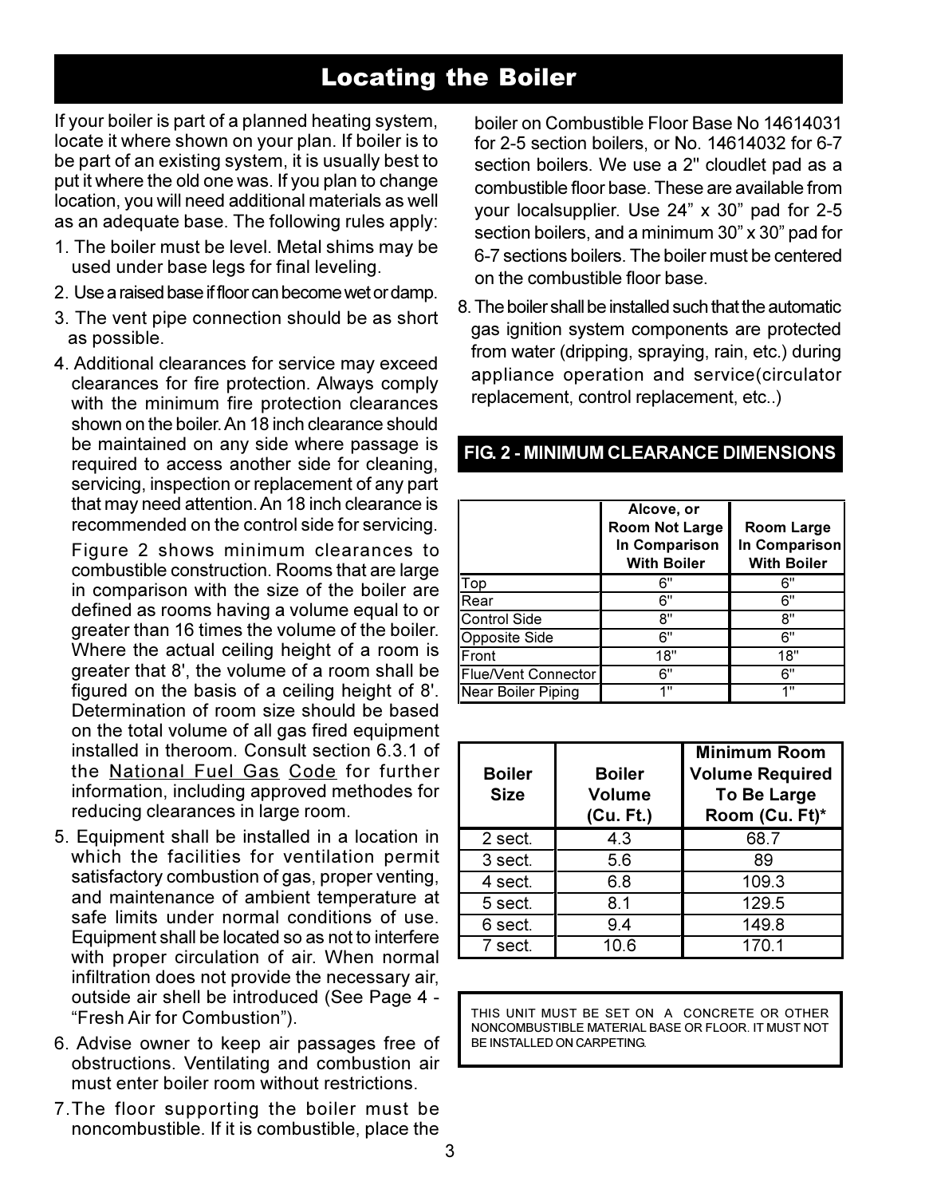# Locating the Boiler

If your boiler is part of a planned heating system, locate it where shown on your plan. If boiler is to be part of an existing system, it is usually best to put it where the old one was. If you plan to change location, you will need additional materials as well as an adequate base. The following rules apply:

1. The boiler must be level. Metal shims may be used under base legs for final leveling.
2. Use a raised base if floor can become wet or damp.
3. The vent pipe connection should be as short as possible.
4. Additional clearances for service may exceed clearances for fire protection. Always comply with the minimum fire protection clearances shown on the boiler. An 18 inch clearance should be maintained on any side where passage is required to access another side for cleaning, servicing, inspection or replacement of any part that may need attention. An 18 inch clearance is recommended on the control side for servicing.

   Figure 2 shows minimum clearances to combustible construction. Rooms that are large in comparison with the size of the boiler are defined as rooms having a volume equal to or greater than 16 times the volume of the boiler. Where the actual ceiling height of a room is greater that 8', the volume of a room shall be figured on the basis of a ceiling height of 8'. Determination of room size should be based on the total volume of all gas fired equipment installed in theroom. Consult section 6.3.1 of the National Fuel Gas Code for further information, including approved methodes for reducing clearances in large room.
5. Equipment shall be installed in a location in which the facilities for ventilation permit satisfactory combustion of gas, proper venting, and maintenance of ambient temperature at safe limits under normal conditions of use. Equipment shall be located so as not to interfere with proper circulation of air. When normal infiltration does not provide the necessary air, outside air shell be introduced (See Page 4 - "Fresh Air for Combustion").
6. Advise owner to keep air passages free of obstructions. Ventilating and combustion air must enter boiler room without restrictions.
7. The floor supporting the boiler must be noncombustible. If it is combustible, place the boiler on Combustible Floor Base No 14614031 for 2-5 section boilers, or No. 14614032 for 6-7 section boilers. We use a 2" cloudlet pad as a combustible floor base. These are available from your localsupplier. Use 24" x 30" pad for 2-5 section boilers, and a minimum 30" x 30" pad for 6-7 sections boilers. The boiler must be centered on the combustible floor base.
8. The boiler shall be installed such that the automatic gas ignition system components are protected from water (dripping, spraying, rain, etc.) during appliance operation and service(circulator replacement, control replacement, etc..)

## FIG. 2 - MINIMUM CLEARANCE DIMENSIONS

| | Alcove, or Room Not Large In Comparison With Boiler | Room Large In Comparison With Boiler |
|---|---|---|
| Top | 6" | 6" |
| Rear | 6" | 6" |
| Control Side | 8" | 8" |
| Opposite Side | 6" | 6" |
| Front | 18" | 18" |
| Flue/Vent Connector | 6" | 6" |
| Near Boiler Piping | 1" | 1" |

| Boiler Size | Boiler Volume (Cu. Ft.) | Minimum Room Volume Required To Be Large Room (Cu. Ft)* |
|---|---|---|
| 2 sect. | 4.3 | 68.7 |
| 3 sect. | 5.6 | 89 |
| 4 sect. | 6.8 | 109.3 |
| 5 sect. | 8.1 | 129.5 |
| 6 sect. | 9.4 | 149.8 |
| 7 sect. | 10.6 | 170.1 |

THIS UNIT MUST BE SET ON A CONCRETE OR OTHER NONCOMBUSTIBLE MATERIAL BASE OR FLOOR. IT MUST NOT BE INSTALLED ON CARPETING.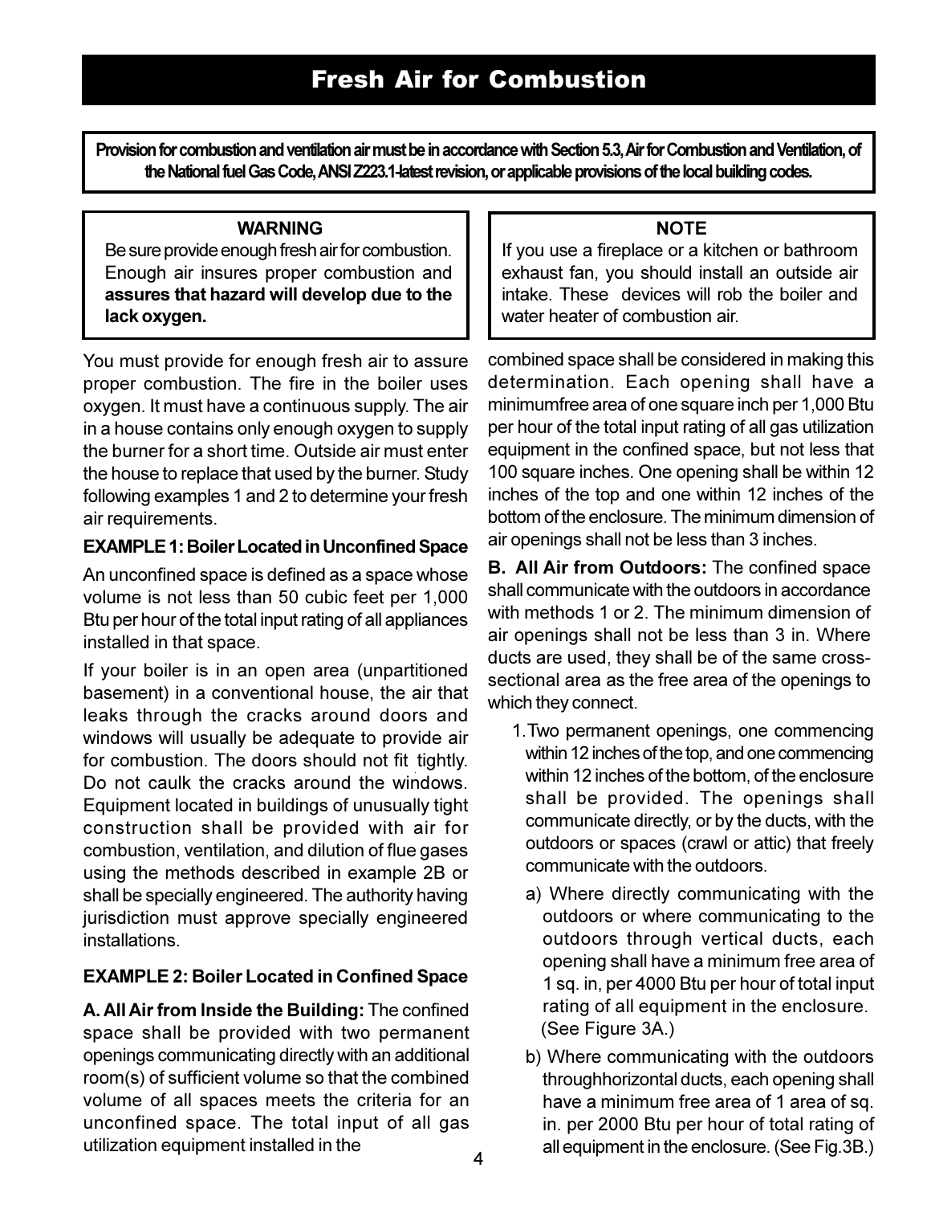# Fresh Air for Combustion

**Provision for combustion and ventilation air must be in accordance with Section 5.3, Air for Combustion and Ventilation, of the National fuel Gas Code, ANSI Z223.1-latest revision, or applicable provisions of the local building codes.**

**WARNING**

Be sure provide enough fresh air for combustion. Enough air insures proper combustion and **assures that hazard will develop due to the lack oxygen.**

**NOTE**

If you use a fireplace or a kitchen or bathroom exhaust fan, you should install an outside air intake. These devices will rob the boiler and water heater of combustion air.

You must provide for enough fresh air to assure proper combustion. The fire in the boiler uses oxygen. It must have a continuous supply. The air in a house contains only enough oxygen to supply the burner for a short time. Outside air must enter the house to replace that used by the burner. Study following examples 1 and 2 to determine your fresh air requirements.

**EXAMPLE 1: Boiler Located in Unconfined Space**

An unconfined space is defined as a space whose volume is not less than 50 cubic feet per 1,000 Btu per hour of the total input rating of all appliances installed in that space.

If your boiler is in an open area (unpartitioned basement) in a conventional house, the air that leaks through the cracks around doors and windows will usually be adequate to provide air for combustion. The doors should not fit tightly. Do not caulk the cracks around the windows. Equipment located in buildings of unusually tight construction shall be provided with air for combustion, ventilation, and dilution of flue gases using the methods described in example 2B or shall be specially engineered. The authority having jurisdiction must approve specially engineered installations.

**EXAMPLE 2: Boiler Located in Confined Space**

**A. All Air from Inside the Building:** The confined space shall be provided with two permanent openings communicating directly with an additional room(s) of sufficient volume so that the combined volume of all spaces meets the criteria for an unconfined space. The total input of all gas utilization equipment installed in the combined space shall be considered in making this determination. Each opening shall have a minimumfree area of one square inch per 1,000 Btu per hour of the total input rating of all gas utilization equipment in the confined space, but not less that 100 square inches. One opening shall be within 12 inches of the top and one within 12 inches of the bottom of the enclosure. The minimum dimension of air openings shall not be less than 3 inches.

**B. All Air from Outdoors:** The confined space shall communicate with the outdoors in accordance with methods 1 or 2. The minimum dimension of air openings shall not be less than 3 in. Where ducts are used, they shall be of the same cross-sectional area as the free area of the openings to which they connect.

1. Two permanent openings, one commencing within 12 inches of the top, and one commencing within 12 inches of the bottom, of the enclosure shall be provided. The openings shall communicate directly, or by the ducts, with the outdoors or spaces (crawl or attic) that freely communicate with the outdoors.

   a) Where directly communicating with the outdoors or where communicating to the outdoors through vertical ducts, each opening shall have a minimum free area of 1 sq. in, per 4000 Btu per hour of total input rating of all equipment in the enclosure. (See Figure 3A.)

   b) Where communicating with the outdoors throughhorizontal ducts, each opening shall have a minimum free area of 1 area of sq. in. per 2000 Btu per hour of total rating of all equipment in the enclosure. (See Fig.3B.)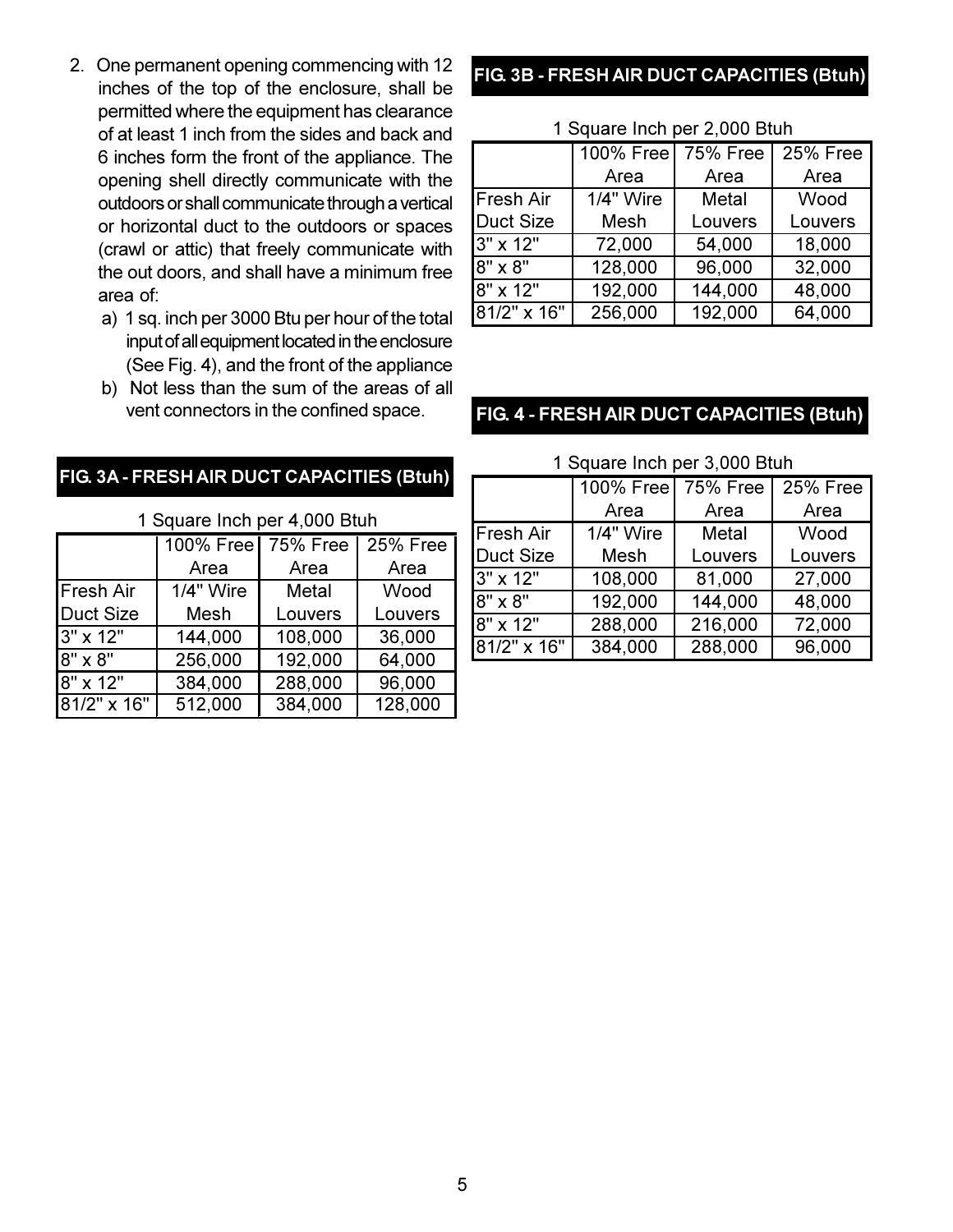2. One permanent opening commencing with 12 inches of the top of the enclosure, shall be permitted where the equipment has clearance of at least 1 inch from the sides and back and 6 inches form the front of the appliance. The opening shell directly communicate with the outdoors or shall communicate through a vertical or horizontal duct to the outdoors or spaces (crawl or attic) that freely communicate with the out doors, and shall have a minimum free area of:
   a) 1 sq. inch per 3000 Btu per hour of the total input of all equipment located in the enclosure (See Fig. 4), and the front of the appliance
   b) Not less than the sum of the areas of all vent connectors in the confined space.

**FIG. 3A - FRESH AIR DUCT CAPACITIES (Btuh)**

1 Square Inch per 4,000 Btuh

| | 100% Free Area | 75% Free Area | 25% Free Area |
|---|---|---|---|
| Fresh Air Duct Size | 1/4" Wire Mesh | Metal Louvers | Wood Louvers |
| 3" x 12" | 144,000 | 108,000 | 36,000 |
| 8" x 8" | 256,000 | 192,000 | 64,000 |
| 8" x 12" | 384,000 | 288,000 | 96,000 |
| 81/2" x 16" | 512,000 | 384,000 | 128,000 |

**FIG. 3B - FRESH AIR DUCT CAPACITIES (Btuh)**

1 Square Inch per 2,000 Btuh

| | 100% Free Area | 75% Free Area | 25% Free Area |
|---|---|---|---|
| Fresh Air Duct Size | 1/4" Wire Mesh | Metal Louvers | Wood Louvers |
| 3" x 12" | 72,000 | 54,000 | 18,000 |
| 8" x 8" | 128,000 | 96,000 | 32,000 |
| 8" x 12" | 192,000 | 144,000 | 48,000 |
| 81/2" x 16" | 256,000 | 192,000 | 64,000 |

**FIG. 4 - FRESH AIR DUCT CAPACITIES (Btuh)**

1 Square Inch per 3,000 Btuh

| | 100% Free Area | 75% Free Area | 25% Free Area |
|---|---|---|---|
| Fresh Air Duct Size | 1/4" Wire Mesh | Metal Louvers | Wood Louvers |
| 3" x 12" | 108,000 | 81,000 | 27,000 |
| 8" x 8" | 192,000 | 144,000 | 48,000 |
| 8" x 12" | 288,000 | 216,000 | 72,000 |
| 81/2" x 16" | 384,000 | 288,000 | 96,000 |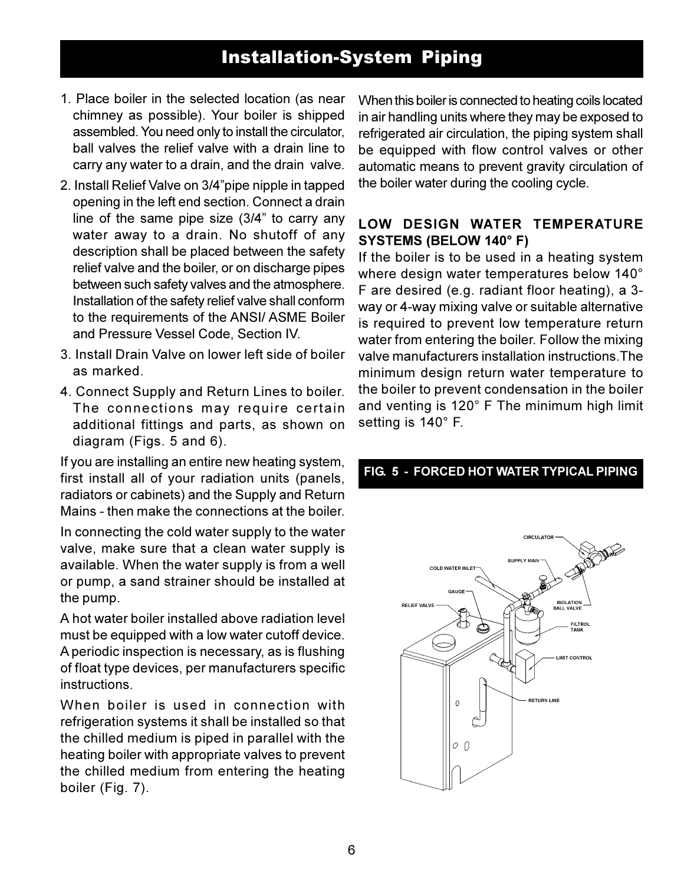# Installation-System Piping

1. Place boiler in the selected location (as near chimney as possible). Your boiler is shipped assembled. You need only to install the circulator, ball valves the relief valve with a drain line to carry any water to a drain, and the drain valve.
2. Install Relief Valve on 3/4"pipe nipple in tapped opening in the left end section. Connect a drain line of the same pipe size (3/4" to carry any water away to a drain. No shutoff of any description shall be placed between the safety relief valve and the boiler, or on discharge pipes between such safety valves and the atmosphere. Installation of the safety relief valve shall conform to the requirements of the ANSI/ ASME Boiler and Pressure Vessel Code, Section IV.
3. Install Drain Valve on lower left side of boiler as marked.
4. Connect Supply and Return Lines to boiler. The connections may require certain additional fittings and parts, as shown on diagram (Figs. 5 and 6).

If you are installing an entire new heating system, first install all of your radiation units (panels, radiators or cabinets) and the Supply and Return Mains - then make the connections at the boiler.

In connecting the cold water supply to the water valve, make sure that a clean water supply is available. When the water supply is from a well or pump, a sand strainer should be installed at the pump.

A hot water boiler installed above radiation level must be equipped with a low water cutoff device. A periodic inspection is necessary, as is flushing of float type devices, per manufacturers specific instructions.

When boiler is used in connection with refrigeration systems it shall be installed so that the chilled medium is piped in parallel with the heating boiler with appropriate valves to prevent the chilled medium from entering the heating boiler (Fig. 7).

When this boiler is connected to heating coils located in air handling units where they may be exposed to refrigerated air circulation, the piping system shall be equipped with flow control valves or other automatic means to prevent gravity circulation of the boiler water during the cooling cycle.

### LOW DESIGN WATER TEMPERATURE SYSTEMS (BELOW 140° F)

If the boiler is to be used in a heating system where design water temperatures below 140° F are desired (e.g. radiant floor heating), a 3-way or 4-way mixing valve or suitable alternative is required to prevent low temperature return water from entering the boiler. Follow the mixing valve manufacturers installation instructions.The minimum design return water temperature to the boiler to prevent condensation in the boiler and venting is 120° F The minimum high limit setting is 140° F.

**FIG. 5 - FORCED HOT WATER TYPICAL PIPING**

CIRCULATOR
SUPPLY MAIN
COLD WATER INLET
GAUGE
RELIEF VALVE
ISOLATION BALL VALVE
FILTROL TANK
LIMIT CONTROL
RETURN LINE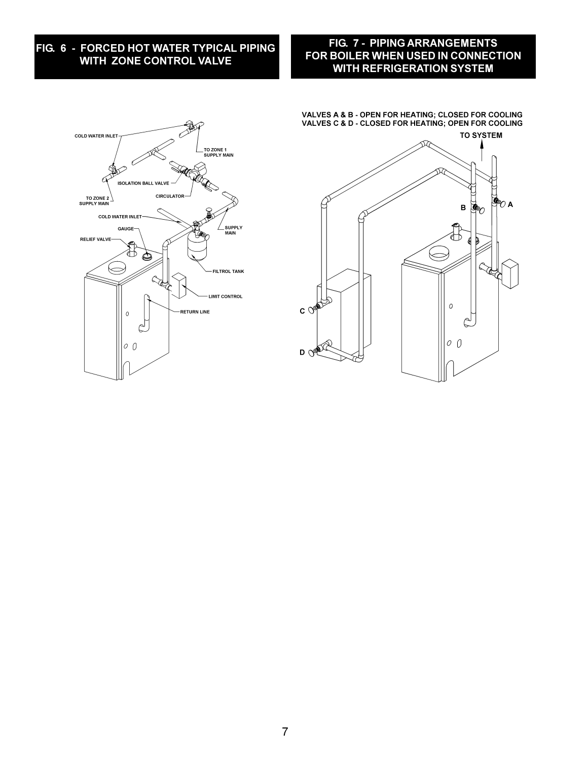## FIG. 6 - FORCED HOT WATER TYPICAL PIPING WITH ZONE CONTROL VALVE

COLD WATER INLET

TO ZONE 1 SUPPLY MAIN

ISOLATION BALL VALVE

TO ZONE 2 SUPPLY MAIN

CIRCULATOR

COLD WATER INLET

GAUGE

SUPPLY MAIN

RELIEF VALVE

FILTROL TANK

LIMIT CONTROL

RETURN LINE

## FIG. 7 - PIPING ARRANGEMENTS FOR BOILER WHEN USED IN CONNECTION WITH REFRIGERATION SYSTEM

VALVES A & B - OPEN FOR HEATING; CLOSED FOR COOLING
VALVES C & D - CLOSED FOR HEATING; OPEN FOR COOLING

TO SYSTEM

A

B

C

D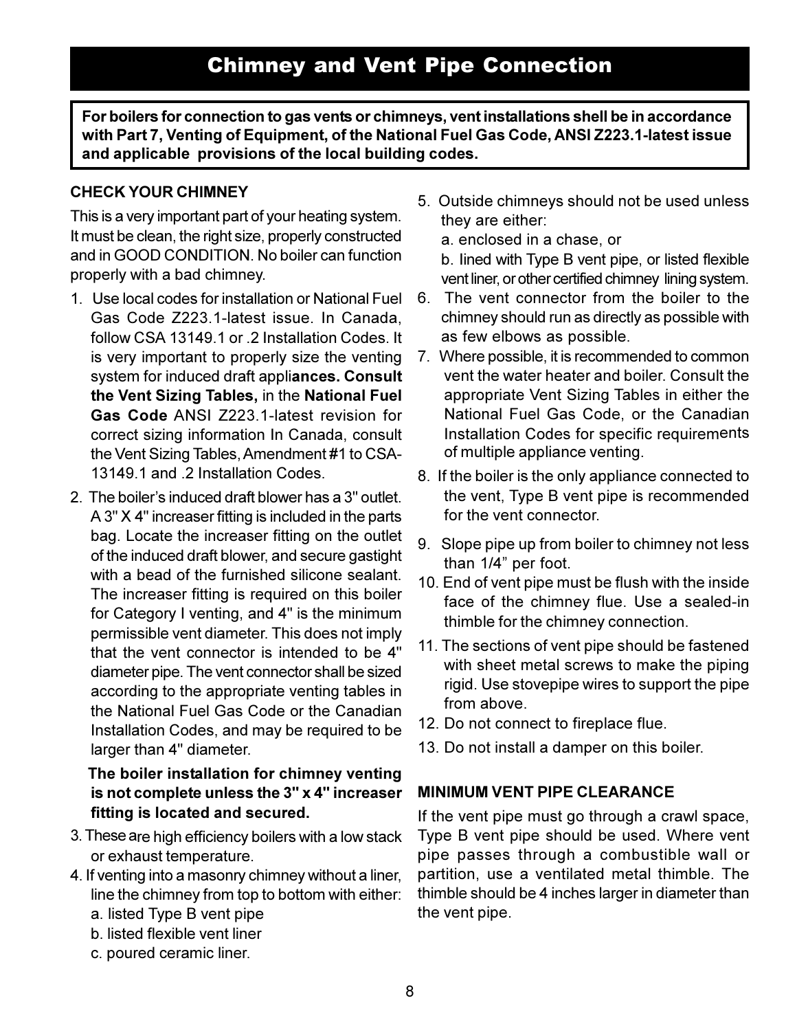# Chimney and Vent Pipe Connection

**For boilers for connection to gas vents or chimneys, vent installations shell be in accordance with Part 7, Venting of Equipment, of the National Fuel Gas Code, ANSI Z223.1-latest issue and applicable provisions of the local building codes.**

### CHECK YOUR CHIMNEY

This is a very important part of your heating system. It must be clean, the right size, properly constructed and in GOOD CONDITION. No boiler can function properly with a bad chimney.

1. Use local codes for installation or National Fuel Gas Code Z223.1-latest issue. In Canada, follow CSA 13149.1 or .2 Installation Codes. It is very important to properly size the venting system for induced draft appli**ances. Consult the Vent Sizing Tables,** in the **National Fuel Gas Code** ANSI Z223.1-latest revision for correct sizing information In Canada, consult the Vent Sizing Tables, Amendment #1 to CSA-13149.1 and .2 Installation Codes.
2. The boiler's induced draft blower has a 3" outlet. A 3" X 4" increaser fitting is included in the parts bag. Locate the increaser fitting on the outlet of the induced draft blower, and secure gastight with a bead of the furnished silicone sealant. The increaser fitting is required on this boiler for Category I venting, and 4" is the minimum permissible vent diameter. This does not imply that the vent connector is intended to be 4" diameter pipe. The vent connector shall be sized according to the appropriate venting tables in the National Fuel Gas Code or the Canadian Installation Codes, and may be required to be larger than 4" diameter.

   **The boiler installation for chimney venting is not complete unless the 3" x 4" increaser fitting is located and secured.**
3. These are high efficiency boilers with a low stack or exhaust temperature.
4. If venting into a masonry chimney without a liner, line the chimney from top to bottom with either:
   a. listed Type B vent pipe
   b. listed flexible vent liner
   c. poured ceramic liner.
5. Outside chimneys should not be used unless they are either:
   a. enclosed in a chase, or
   b. lined with Type B vent pipe, or listed flexible vent liner, or other certified chimney lining system.
6. The vent connector from the boiler to the chimney should run as directly as possible with as few elbows as possible.
7. Where possible, it is recommended to common vent the water heater and boiler. Consult the appropriate Vent Sizing Tables in either the National Fuel Gas Code, or the Canadian Installation Codes for specific requirements of multiple appliance venting.
8. If the boiler is the only appliance connected to the vent, Type B vent pipe is recommended for the vent connector.
9. Slope pipe up from boiler to chimney not less than 1/4" per foot.
10. End of vent pipe must be flush with the inside face of the chimney flue. Use a sealed-in thimble for the chimney connection.
11. The sections of vent pipe should be fastened with sheet metal screws to make the piping rigid. Use stovepipe wires to support the pipe from above.
12. Do not connect to fireplace flue.
13. Do not install a damper on this boiler.

### MINIMUM VENT PIPE CLEARANCE

If the vent pipe must go through a crawl space, Type B vent pipe should be used. Where vent pipe passes through a combustible wall or partition, use a ventilated metal thimble. The thimble should be 4 inches larger in diameter than the vent pipe.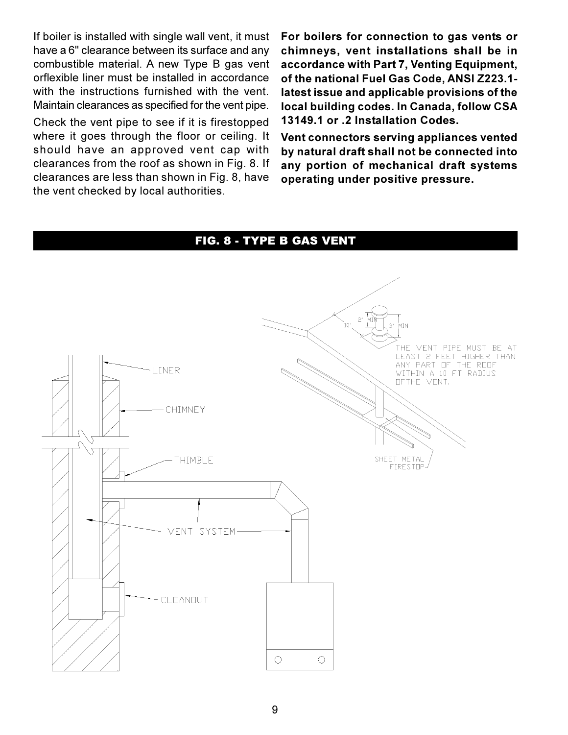If boiler is installed with single wall vent, it must have a 6" clearance between its surface and any combustible material. A new Type B gas vent orflexible liner must be installed in accordance with the instructions furnished with the vent. Maintain clearances as specified for the vent pipe.

Check the vent pipe to see if it is firestopped where it goes through the floor or ceiling. It should have an approved vent cap with clearances from the roof as shown in Fig. 8. If clearances are less than shown in Fig. 8, have the vent checked by local authorities.

**For boilers for connection to gas vents or chimneys, vent installations shall be in accordance with Part 7, Venting Equipment, of the national Fuel Gas Code, ANSI Z223.1-latest issue and applicable provisions of the local building codes. In Canada, follow CSA 13149.1 or .2 Installation Codes.**

**Vent connectors serving appliances vented by natural draft shall not be connected into any portion of mechanical draft systems operating under positive pressure.**

## FIG. 8 - TYPE B GAS VENT

LINER

CHIMNEY

THIMBLE

VENT SYSTEM

CLEANOUT

10' 2' MIN 3' MIN

THE VENT PIPE MUST BE AT LEAST 2 FEET HIGHER THAN ANY PART OF THE ROOF WITHIN A 10 FT RADIUS OF THE VENT.

SHEET METAL FIRESTOP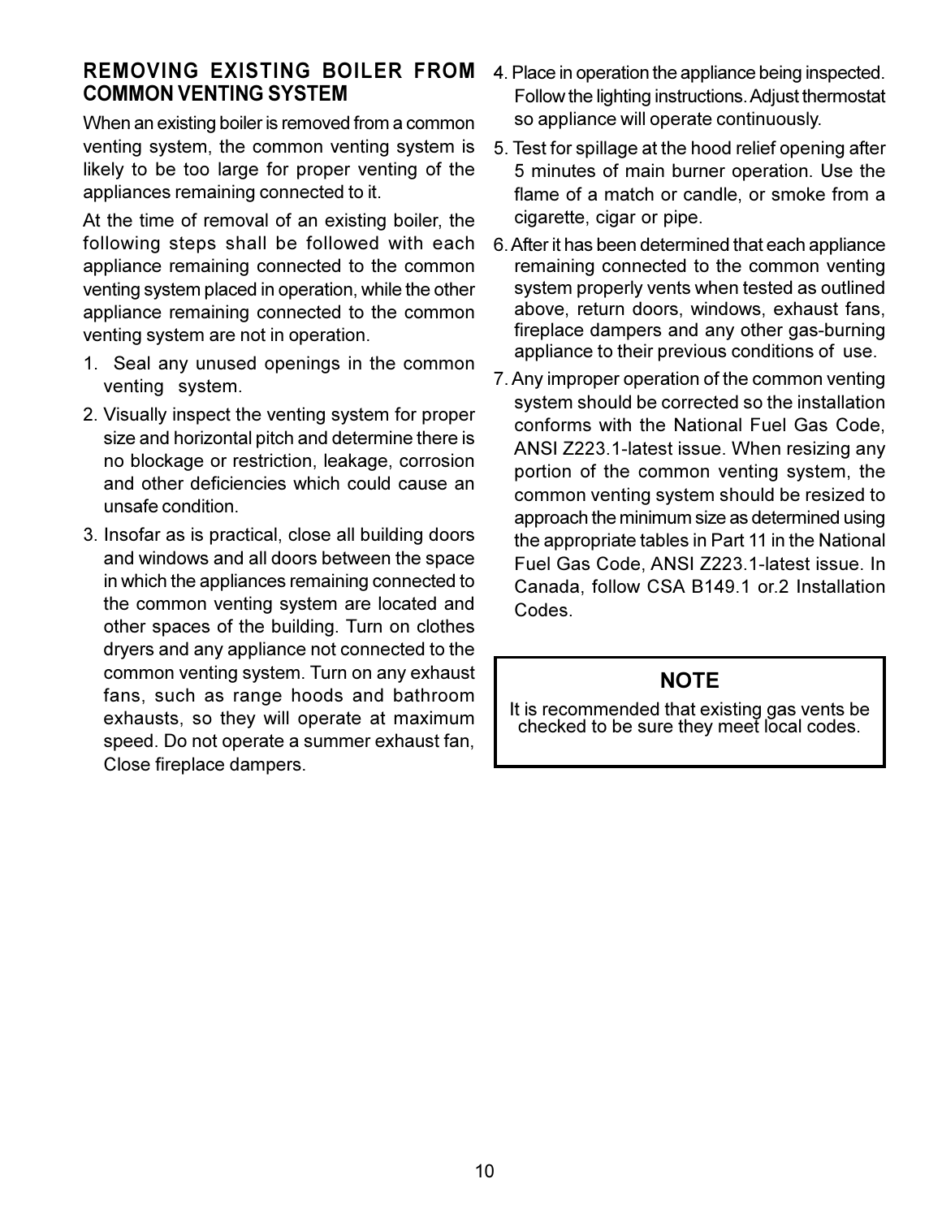## REMOVING EXISTING BOILER FROM COMMON VENTING SYSTEM

When an existing boiler is removed from a common venting system, the common venting system is likely to be too large for proper venting of the appliances remaining connected to it.

At the time of removal of an existing boiler, the following steps shall be followed with each appliance remaining connected to the common venting system placed in operation, while the other appliance remaining connected to the common venting system are not in operation.

1. Seal any unused openings in the common venting system.
2. Visually inspect the venting system for proper size and horizontal pitch and determine there is no blockage or restriction, leakage, corrosion and other deficiencies which could cause an unsafe condition.
3. Insofar as is practical, close all building doors and windows and all doors between the space in which the appliances remaining connected to the common venting system are located and other spaces of the building. Turn on clothes dryers and any appliance not connected to the common venting system. Turn on any exhaust fans, such as range hoods and bathroom exhausts, so they will operate at maximum speed. Do not operate a summer exhaust fan, Close fireplace dampers.
4. Place in operation the appliance being inspected. Follow the lighting instructions. Adjust thermostat so appliance will operate continuously.
5. Test for spillage at the hood relief opening after 5 minutes of main burner operation. Use the flame of a match or candle, or smoke from a cigarette, cigar or pipe.
6. After it has been determined that each appliance remaining connected to the common venting system properly vents when tested as outlined above, return doors, windows, exhaust fans, fireplace dampers and any other gas-burning appliance to their previous conditions of use.
7. Any improper operation of the common venting system should be corrected so the installation conforms with the National Fuel Gas Code, ANSI Z223.1-latest issue. When resizing any portion of the common venting system, the common venting system should be resized to approach the minimum size as determined using the appropriate tables in Part 11 in the National Fuel Gas Code, ANSI Z223.1-latest issue. In Canada, follow CSA B149.1 or.2 Installation Codes.

**NOTE**

It is recommended that existing gas vents be checked to be sure they meet local codes.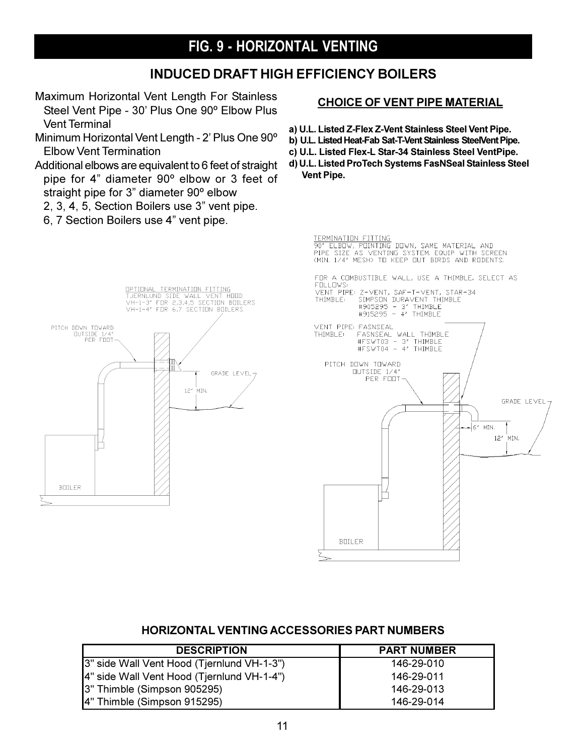# FIG. 9 - HORIZONTAL VENTING

## INDUCED DRAFT HIGH EFFICIENCY BOILERS

Maximum Horizontal Vent Length For Stainless Steel Vent Pipe - 30' Plus One 90º Elbow Plus Vent Terminal

Minimum Horizontal Vent Length - 2' Plus One 90º Elbow Vent Termination

Additional elbows are equivalent to 6 feet of straight pipe for 4" diameter 90º elbow or 3 feet of straight pipe for 3" diameter 90º elbow

2, 3, 4, 5, Section Boilers use 3" vent pipe.

6, 7 Section Boilers use 4" vent pipe.

### CHOICE OF VENT PIPE MATERIAL

**a) U.L. Listed Z-Flex Z-Vent Stainless Steel Vent Pipe.**

**b) U.L. Listed Heat-Fab Sat-T-Vent Stainless SteelVent Pipe.**

**c) U.L. Listed Flex-L Star-34 Stainless Steel VentPipe.**

**d) U.L. Listed ProTech Systems FasNSeal Stainless Steel Vent Pipe.**

OPTIONAL TERMINATION FITTING
TJERNLUND SIDE WALL VENT HOOD
VH-1-3" FOR 2,3,4,5 SECTION BOILERS
VH-1-4" FOR 6,7 SECTION BOILERS

PITCH DOWN TOWARD OUTSIDE 1/4" PER FOOT

GRADE LEVEL

12" MIN.

BOILER

TERMINATION FITTING
90° ELBOW, POINTING DOWN, SAME MATERIAL AND PIPE SIZE AS VENTING SYSTEM. EQUIP WITH SCREEN (MIN. 1/4" MESH) TO KEEP OUT BIRDS AND RODENTS.

FOR A COMBUSTIBLE WALL, USE A THIMBLE. SELECT AS FOLLOWS:
VENT PIPE: Z-VENT, SAF-T-VENT, STAR-34
THIMBLE: SIMPSON DURAVENT THIMBLE
#905295 - 3" THIMBLE
#915295 - 4" THIMBLE

VENT PIPE: FASNSEAL
THIMBLE: FASNSEAL WALL THIMBLE
#FSWT03 - 3" THIMBLE
#FSWT04 - 4" THIMBLE

PITCH DOWN TOWARD OUTSIDE 1/4" PER FOOT

GRADE LEVEL

6" MIN.

12" MIN.

BOILER

### HORIZONTAL VENTING ACCESSORIES PART NUMBERS

| DESCRIPTION | PART NUMBER |
|---|---|
| 3" side Wall Vent Hood (Tjernlund VH-1-3") | 146-29-010 |
| 4" side Wall Vent Hood (Tjernlund VH-1-4") | 146-29-011 |
| 3" Thimble (Simpson 905295) | 146-29-013 |
| 4" Thimble (Simpson 915295) | 146-29-014 |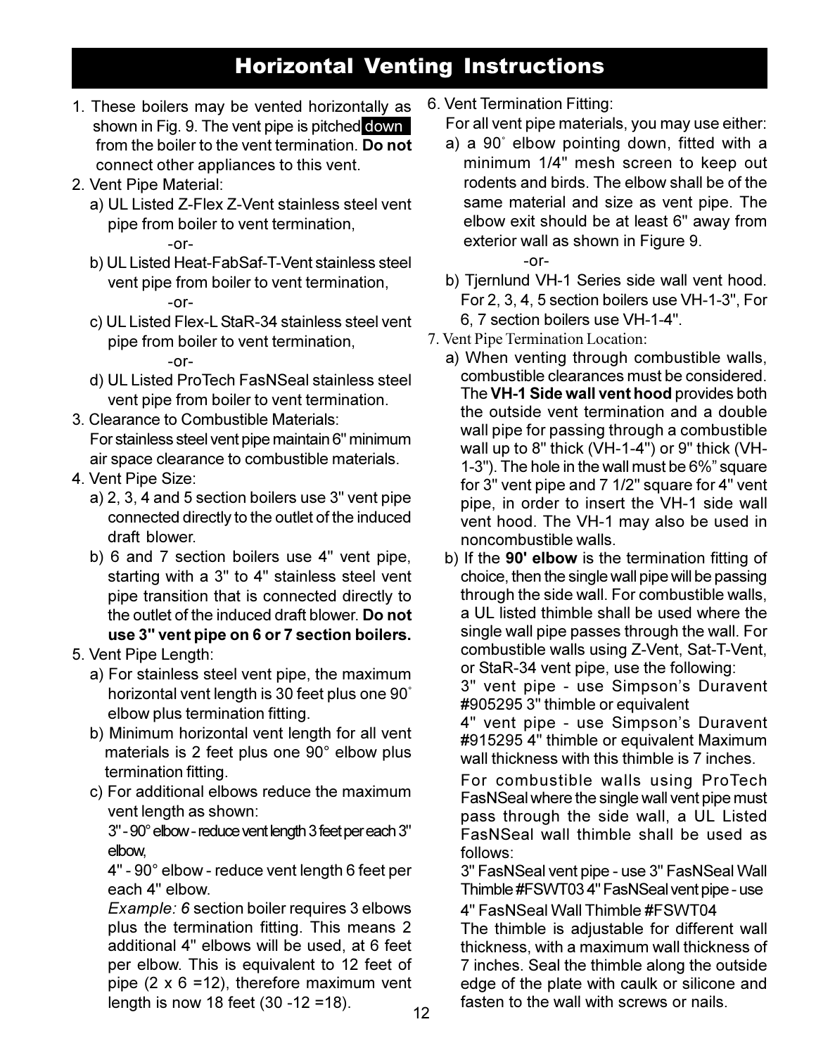# Horizontal Venting Instructions

1. These boilers may be vented horizontally as shown in Fig. 9. The vent pipe is pitched down from the boiler to the vent termination. **Do not** connect other appliances to this vent.
2. Vent Pipe Material:
   a) UL Listed Z-Flex Z-Vent stainless steel vent pipe from boiler to vent termination,
   -or-
   b) UL Listed Heat-FabSaf-T-Vent stainless steel vent pipe from boiler to vent termination,
   -or-
   c) UL Listed Flex-L StaR-34 stainless steel vent pipe from boiler to vent termination,
   -or-
   d) UL Listed ProTech FasNSeal stainless steel vent pipe from boiler to vent termination.
3. Clearance to Combustible Materials:
   For stainless steel vent pipe maintain 6" minimum air space clearance to combustible materials.
4. Vent Pipe Size:
   a) 2, 3, 4 and 5 section boilers use 3" vent pipe connected directly to the outlet of the induced draft blower.
   b) 6 and 7 section boilers use 4" vent pipe, starting with a 3" to 4" stainless steel vent pipe transition that is connected directly to the outlet of the induced draft blower. **Do not use 3" vent pipe on 6 or 7 section boilers.**
5. Vent Pipe Length:
   a) For stainless steel vent pipe, the maximum horizontal vent length is 30 feet plus one 90˚ elbow plus termination fitting.
   b) Minimum horizontal vent length for all vent materials is 2 feet plus one 90° elbow plus termination fitting.
   c) For additional elbows reduce the maximum vent length as shown:
   3" - 90° elbow - reduce vent length 3 feet per each 3" elbow,
   4" - 90° elbow - reduce vent length 6 feet per each 4" elbow.
   *Example: 6* section boiler requires 3 elbows plus the termination fitting. This means 2 additional 4" elbows will be used, at 6 feet per elbow. This is equivalent to 12 feet of pipe (2 x 6 =12), therefore maximum vent length is now 18 feet (30 -12 =18).
6. Vent Termination Fitting:
   For all vent pipe materials, you may use either:
   a) a 90˚ elbow pointing down, fitted with a minimum 1/4" mesh screen to keep out rodents and birds. The elbow shall be of the same material and size as vent pipe. The elbow exit should be at least 6" away from exterior wall as shown in Figure 9.
   -or-
   b) Tjernlund VH-1 Series side wall vent hood. For 2, 3, 4, 5 section boilers use VH-1-3", For 6, 7 section boilers use VH-1-4".
7. Vent Pipe Termination Location:
   a) When venting through combustible walls, combustible clearances must be considered. The **VH-1 Side wall vent hood** provides both the outside vent termination and a double wall pipe for passing through a combustible wall up to 8" thick (VH-1-4") or 9" thick (VH-1-3"). The hole in the wall must be 6%" square for 3" vent pipe and 7 1/2" square for 4" vent pipe, in order to insert the VH-1 side wall vent hood. The VH-1 may also be used in noncombustible walls.
   b) If the **90' elbow** is the termination fitting of choice, then the single wall pipe will be passing through the side wall. For combustible walls, a UL listed thimble shall be used where the single wall pipe passes through the wall. For combustible walls using Z-Vent, Sat-T-Vent, or StaR-34 vent pipe, use the following:
   3" vent pipe - use Simpson's Duravent #905295 3" thimble or equivalent
   4" vent pipe - use Simpson's Duravent #915295 4" thimble or equivalent Maximum wall thickness with this thimble is 7 inches.

   For combustible walls using ProTech FasNSeal where the single wall vent pipe must pass through the side wall, a UL Listed FasNSeal wall thimble shall be used as follows:
   3" FasNSeal vent pipe - use 3" FasNSeal Wall Thimble #FSWT03 4" FasNSeal vent pipe - use 4" FasNSeal Wall Thimble #FSWT04
   The thimble is adjustable for different wall thickness, with a maximum wall thickness of 7 inches. Seal the thimble along the outside edge of the plate with caulk or silicone and fasten to the wall with screws or nails.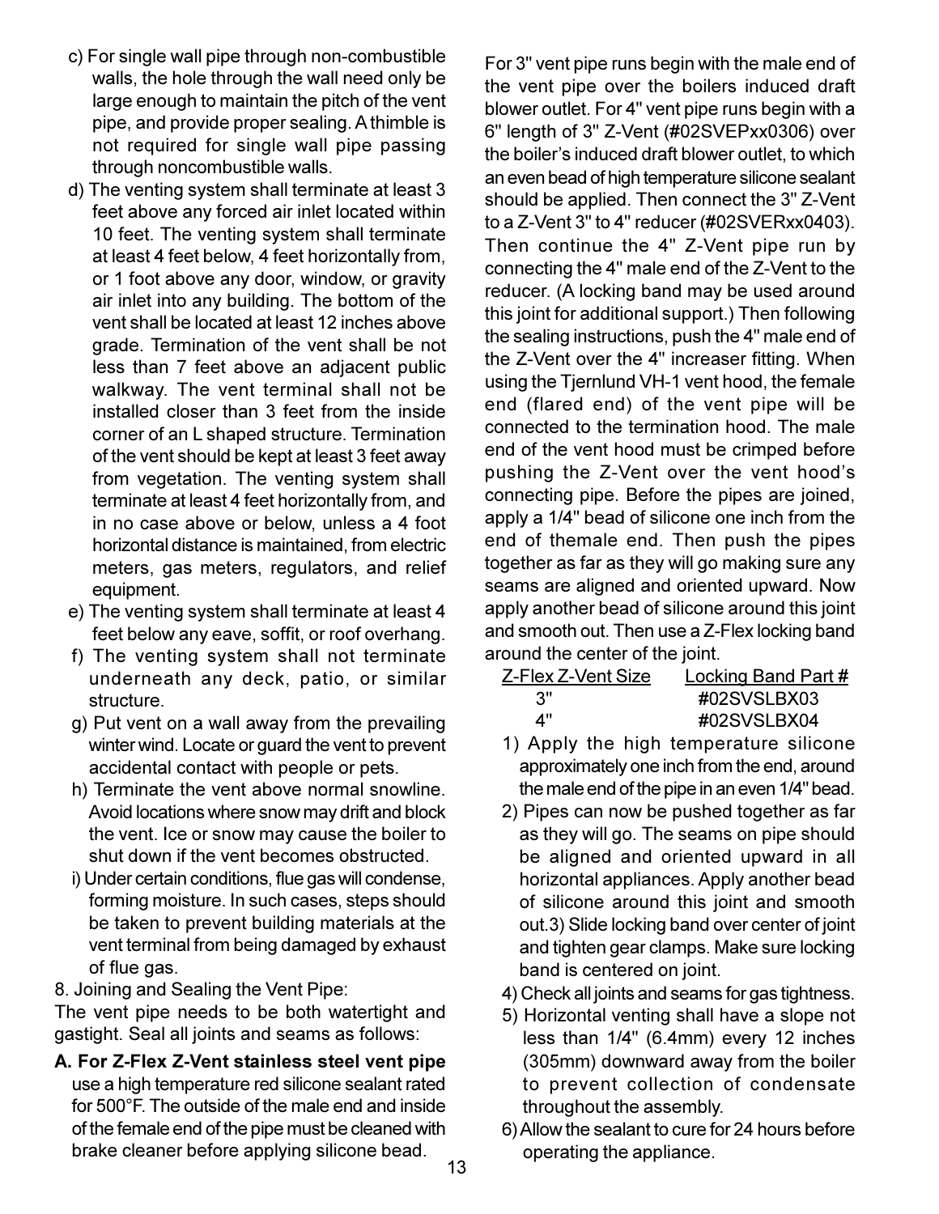c) For single wall pipe through non-combustible walls, the hole through the wall need only be large enough to maintain the pitch of the vent pipe, and provide proper sealing. A thimble is not required for single wall pipe passing through noncombustible walls.

d) The venting system shall terminate at least 3 feet above any forced air inlet located within 10 feet. The venting system shall terminate at least 4 feet below, 4 feet horizontally from, or 1 foot above any door, window, or gravity air inlet into any building. The bottom of the vent shall be located at least 12 inches above grade. Termination of the vent shall be not less than 7 feet above an adjacent public walkway. The vent terminal shall not be installed closer than 3 feet from the inside corner of an L shaped structure. Termination of the vent should be kept at least 3 feet away from vegetation. The venting system shall terminate at least 4 feet horizontally from, and in no case above or below, unless a 4 foot horizontal distance is maintained, from electric meters, gas meters, regulators, and relief equipment.

e) The venting system shall terminate at least 4 feet below any eave, soffit, or roof overhang.

f) The venting system shall not terminate underneath any deck, patio, or similar structure.

g) Put vent on a wall away from the prevailing winter wind. Locate or guard the vent to prevent accidental contact with people or pets.

h) Terminate the vent above normal snowline. Avoid locations where snow may drift and block the vent. Ice or snow may cause the boiler to shut down if the vent becomes obstructed.

i) Under certain conditions, flue gas will condense, forming moisture. In such cases, steps should be taken to prevent building materials at the vent terminal from being damaged by exhaust of flue gas.

8. Joining and Sealing the Vent Pipe:

The vent pipe needs to be both watertight and gastight. Seal all joints and seams as follows:

**A. For Z-Flex Z-Vent stainless steel vent pipe** use a high temperature red silicone sealant rated for 500°F. The outside of the male end and inside of the female end of the pipe must be cleaned with brake cleaner before applying silicone bead.

For 3" vent pipe runs begin with the male end of the vent pipe over the boilers induced draft blower outlet. For 4" vent pipe runs begin with a 6" length of 3" Z-Vent (#02SVEPxx0306) over the boiler's induced draft blower outlet, to which an even bead of high temperature silicone sealant should be applied. Then connect the 3" Z-Vent to a Z-Vent 3" to 4" reducer (#02SVERxx0403). Then continue the 4" Z-Vent pipe run by connecting the 4" male end of the Z-Vent to the reducer. (A locking band may be used around this joint for additional support.) Then following the sealing instructions, push the 4" male end of the Z-Vent over the 4" increaser fitting. When using the Tjernlund VH-1 vent hood, the female end (flared end) of the vent pipe will be connected to the termination hood. The male end of the vent hood must be crimped before pushing the Z-Vent over the vent hood's connecting pipe. Before the pipes are joined, apply a 1/4" bead of silicone one inch from the end of themale end. Then push the pipes together as far as they will go making sure any seams are aligned and oriented upward. Now apply another bead of silicone around this joint and smooth out. Then use a Z-Flex locking band around the center of the joint.

| Z-Flex Z-Vent Size | Locking Band Part # |
|---|---|
| 3" | #02SVSLBX03 |
| 4" | #02SVSLBX04 |

1) Apply the high temperature silicone approximately one inch from the end, around the male end of the pipe in an even 1/4" bead.
2) Pipes can now be pushed together as far as they will go. The seams on pipe should be aligned and oriented upward in all horizontal appliances. Apply another bead of silicone around this joint and smooth out.
3) Slide locking band over center of joint and tighten gear clamps. Make sure locking band is centered on joint.
4) Check all joints and seams for gas tightness.
5) Horizontal venting shall have a slope not less than 1/4" (6.4mm) every 12 inches (305mm) downward away from the boiler to prevent collection of condensate throughout the assembly.
6) Allow the sealant to cure for 24 hours before operating the appliance.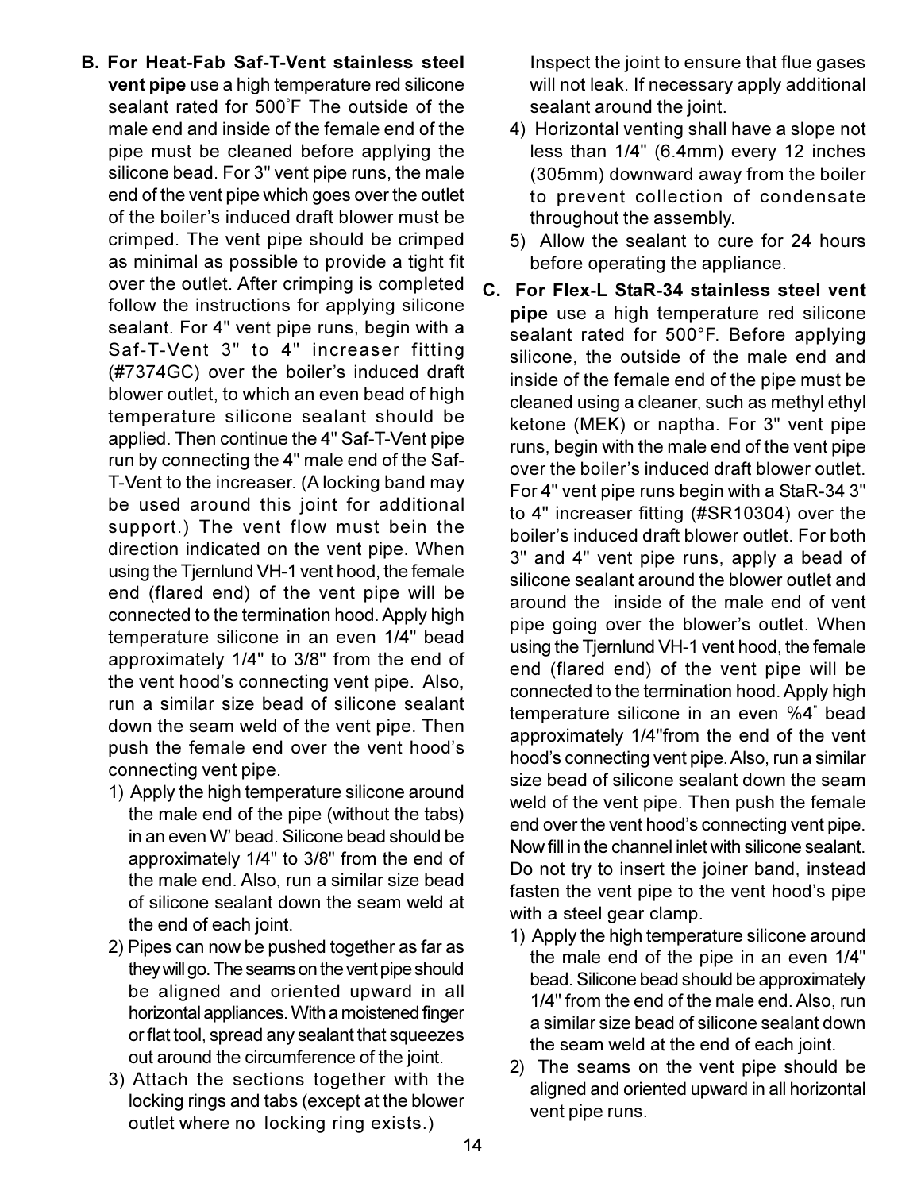**B. For Heat-Fab Saf-T-Vent stainless steel vent pipe** use a high temperature red silicone sealant rated for 500˚F The outside of the male end and inside of the female end of the pipe must be cleaned before applying the silicone bead. For 3" vent pipe runs, the male end of the vent pipe which goes over the outlet of the boiler's induced draft blower must be crimped. The vent pipe should be crimped as minimal as possible to provide a tight fit over the outlet. After crimping is completed follow the instructions for applying silicone sealant. For 4" vent pipe runs, begin with a Saf-T-Vent 3" to 4" increaser fitting (#7374GC) over the boiler's induced draft blower outlet, to which an even bead of high temperature silicone sealant should be applied. Then continue the 4" Saf-T-Vent pipe run by connecting the 4" male end of the Saf-T-Vent to the increaser. (A locking band may be used around this joint for additional support.) The vent flow must bein the direction indicated on the vent pipe. When using the Tjernlund VH-1 vent hood, the female end (flared end) of the vent pipe will be connected to the termination hood. Apply high temperature silicone in an even 1/4" bead approximately 1/4" to 3/8" from the end of the vent hood's connecting vent pipe. Also, run a similar size bead of silicone sealant down the seam weld of the vent pipe. Then push the female end over the vent hood's connecting vent pipe.

1) Apply the high temperature silicone around the male end of the pipe (without the tabs) in an even W' bead. Silicone bead should be approximately 1/4" to 3/8" from the end of the male end. Also, run a similar size bead of silicone sealant down the seam weld at the end of each joint.
2) Pipes can now be pushed together as far as they will go. The seams on the vent pipe should be aligned and oriented upward in all horizontal appliances. With a moistened finger or flat tool, spread any sealant that squeezes out around the circumference of the joint.
3) Attach the sections together with the locking rings and tabs (except at the blower outlet where no locking ring exists.) Inspect the joint to ensure that flue gases will not leak. If necessary apply additional sealant around the joint.
4) Horizontal venting shall have a slope not less than 1/4" (6.4mm) every 12 inches (305mm) downward away from the boiler to prevent collection of condensate throughout the assembly.
5) Allow the sealant to cure for 24 hours before operating the appliance.

**C. For Flex-L StaR-34 stainless steel vent pipe** use a high temperature red silicone sealant rated for 500°F. Before applying silicone, the outside of the male end and inside of the female end of the pipe must be cleaned using a cleaner, such as methyl ethyl ketone (MEK) or naptha. For 3" vent pipe runs, begin with the male end of the vent pipe over the boiler's induced draft blower outlet. For 4" vent pipe runs begin with a StaR-34 3" to 4" increaser fitting (#SR10304) over the boiler's induced draft blower outlet. For both 3" and 4" vent pipe runs, apply a bead of silicone sealant around the blower outlet and around the inside of the male end of vent pipe going over the blower's outlet. When using the Tjernlund VH-1 vent hood, the female end (flared end) of the vent pipe will be connected to the termination hood. Apply high temperature silicone in an even %4" bead approximately 1/4"from the end of the vent hood's connecting vent pipe. Also, run a similar size bead of silicone sealant down the seam weld of the vent pipe. Then push the female end over the vent hood's connecting vent pipe. Now fill in the channel inlet with silicone sealant. Do not try to insert the joiner band, instead fasten the vent pipe to the vent hood's pipe with a steel gear clamp.

1) Apply the high temperature silicone around the male end of the pipe in an even 1/4" bead. Silicone bead should be approximately 1/4" from the end of the male end. Also, run a similar size bead of silicone sealant down the seam weld at the end of each joint.
2) The seams on the vent pipe should be aligned and oriented upward in all horizontal vent pipe runs.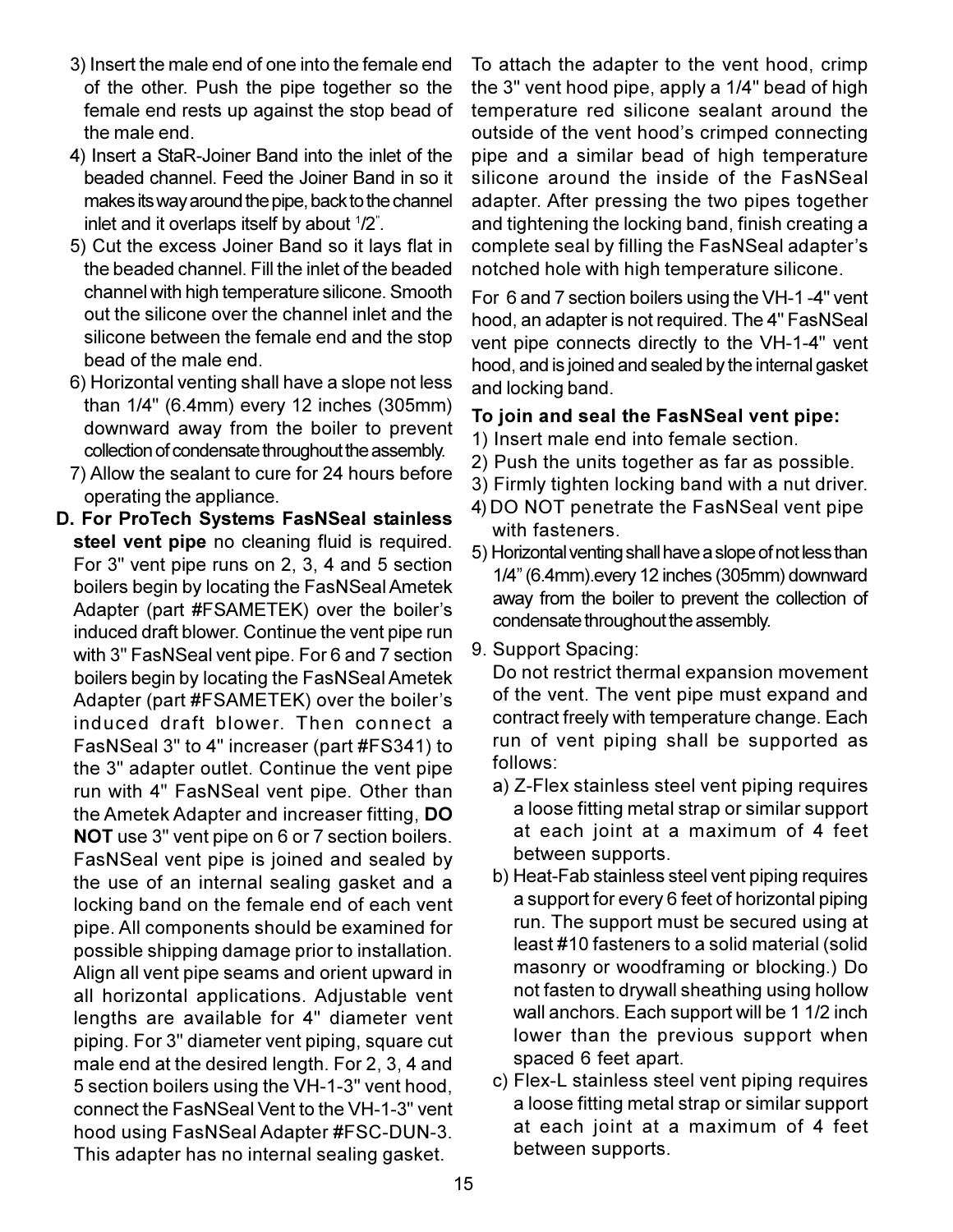3) Insert the male end of one into the female end of the other. Push the pipe together so the female end rests up against the stop bead of the male end.
4) Insert a StaR-Joiner Band into the inlet of the beaded channel. Feed the Joiner Band in so it makes its way around the pipe, back to the channel inlet and it overlaps itself by about 1/2".
5) Cut the excess Joiner Band so it lays flat in the beaded channel. Fill the inlet of the beaded channel with high temperature silicone. Smooth out the silicone over the channel inlet and the silicone between the female end and the stop bead of the male end.
6) Horizontal venting shall have a slope not less than 1/4" (6.4mm) every 12 inches (305mm) downward away from the boiler to prevent collection of condensate throughout the assembly.
7) Allow the sealant to cure for 24 hours before operating the appliance.

**D. For ProTech Systems FasNSeal stainless steel vent pipe** no cleaning fluid is required. For 3" vent pipe runs on 2, 3, 4 and 5 section boilers begin by locating the FasNSeal Ametek Adapter (part #FSAMETEK) over the boiler's induced draft blower. Continue the vent pipe run with 3" FasNSeal vent pipe. For 6 and 7 section boilers begin by locating the FasNSeal Ametek Adapter (part #FSAMETEK) over the boiler's induced draft blower. Then connect a FasNSeal 3" to 4" increaser (part #FS341) to the 3" adapter outlet. Continue the vent pipe run with 4" FasNSeal vent pipe. Other than the Ametek Adapter and increaser fitting, **DO NOT** use 3" vent pipe on 6 or 7 section boilers. FasNSeal vent pipe is joined and sealed by the use of an internal sealing gasket and a locking band on the female end of each vent pipe. All components should be examined for possible shipping damage prior to installation. Align all vent pipe seams and orient upward in all horizontal applications. Adjustable vent lengths are available for 4" diameter vent piping. For 3" diameter vent piping, square cut male end at the desired length. For 2, 3, 4 and 5 section boilers using the VH-1-3" vent hood, connect the FasNSeal Vent to the VH-1-3" vent hood using FasNSeal Adapter #FSC-DUN-3. This adapter has no internal sealing gasket.

To attach the adapter to the vent hood, crimp the 3" vent hood pipe, apply a 1/4" bead of high temperature red silicone sealant around the outside of the vent hood's crimped connecting pipe and a similar bead of high temperature silicone around the inside of the FasNSeal adapter. After pressing the two pipes together and tightening the locking band, finish creating a complete seal by filling the FasNSeal adapter's notched hole with high temperature silicone.

For 6 and 7 section boilers using the VH-1 -4" vent hood, an adapter is not required. The 4" FasNSeal vent pipe connects directly to the VH-1-4" vent hood, and is joined and sealed by the internal gasket and locking band.

**To join and seal the FasNSeal vent pipe:**

1) Insert male end into female section.
2) Push the units together as far as possible.
3) Firmly tighten locking band with a nut driver.
4) DO NOT penetrate the FasNSeal vent pipe with fasteners.
5) Horizontal venting shall have a slope of not less than 1/4" (6.4mm).every 12 inches (305mm) downward away from the boiler to prevent the collection of condensate throughout the assembly.

9. Support Spacing:
   Do not restrict thermal expansion movement of the vent. The vent pipe must expand and contract freely with temperature change. Each run of vent piping shall be supported as follows:
   a) Z-Flex stainless steel vent piping requires a loose fitting metal strap or similar support at each joint at a maximum of 4 feet between supports.
   b) Heat-Fab stainless steel vent piping requires a support for every 6 feet of horizontal piping run. The support must be secured using at least #10 fasteners to a solid material (solid masonry or woodframing or blocking.) Do not fasten to drywall sheathing using hollow wall anchors. Each support will be 1 1/2 inch lower than the previous support when spaced 6 feet apart.
   c) Flex-L stainless steel vent piping requires a loose fitting metal strap or similar support at each joint at a maximum of 4 feet between supports.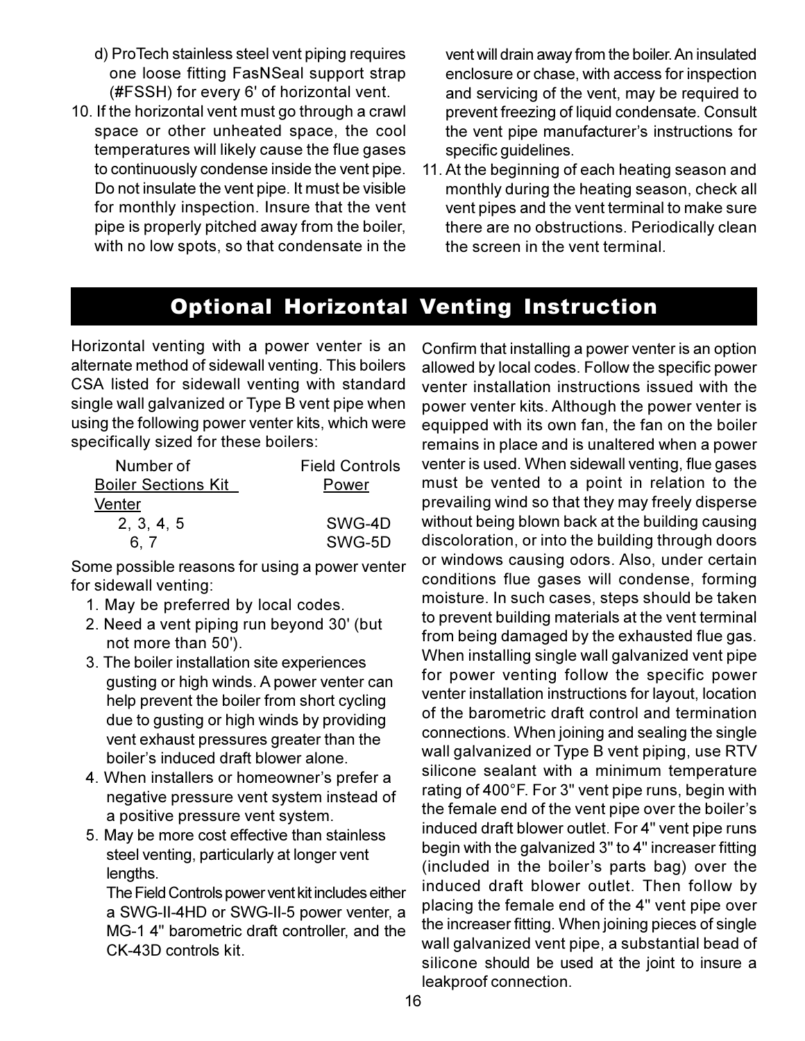d) ProTech stainless steel vent piping requires one loose fitting FasNSeal support strap (#FSSH) for every 6' of horizontal vent.

10. If the horizontal vent must go through a crawl space or other unheated space, the cool temperatures will likely cause the flue gases to continuously condense inside the vent pipe. Do not insulate the vent pipe. It must be visible for monthly inspection. Insure that the vent pipe is properly pitched away from the boiler, with no low spots, so that condensate in the vent will drain away from the boiler. An insulated enclosure or chase, with access for inspection and servicing of the vent, may be required to prevent freezing of liquid condensate. Consult the vent pipe manufacturer's instructions for specific guidelines.

11. At the beginning of each heating season and monthly during the heating season, check all vent pipes and the vent terminal to make sure there are no obstructions. Periodically clean the screen in the vent terminal.

## Optional Horizontal Venting Instruction

Horizontal venting with a power venter is an alternate method of sidewall venting. This boilers CSA listed for sidewall venting with standard single wall galvanized or Type B vent pipe when using the following power venter kits, which were specifically sized for these boilers:

| Number of Boiler Sections | Kit Field Controls Power Venter |
|---|---|
| 2, 3, 4, 5 | SWG-4D |
| 6, 7 | SWG-5D |

Some possible reasons for using a power venter for sidewall venting:

1. May be preferred by local codes.
2. Need a vent piping run beyond 30' (but not more than 50').
3. The boiler installation site experiences gusting or high winds. A power venter can help prevent the boiler from short cycling due to gusting or high winds by providing vent exhaust pressures greater than the boiler's induced draft blower alone.
4. When installers or homeowner's prefer a negative pressure vent system instead of a positive pressure vent system.
5. May be more cost effective than stainless steel venting, particularly at longer vent lengths.

   The Field Controls power vent kit includes either a SWG-II-4HD or SWG-II-5 power venter, a MG-1 4" barometric draft controller, and the CK-43D controls kit.

Confirm that installing a power venter is an option allowed by local codes. Follow the specific power venter installation instructions issued with the power venter kits. Although the power venter is equipped with its own fan, the fan on the boiler remains in place and is unaltered when a power venter is used. When sidewall venting, flue gases must be vented to a point in relation to the prevailing wind so that they may freely disperse without being blown back at the building causing discoloration, or into the building through doors or windows causing odors. Also, under certain conditions flue gases will condense, forming moisture. In such cases, steps should be taken to prevent building materials at the vent terminal from being damaged by the exhausted flue gas. When installing single wall galvanized vent pipe for power venting follow the specific power venter installation instructions for layout, location of the barometric draft control and termination connections. When joining and sealing the single wall galvanized or Type B vent piping, use RTV silicone sealant with a minimum temperature rating of 400°F. For 3" vent pipe runs, begin with the female end of the vent pipe over the boiler's induced draft blower outlet. For 4" vent pipe runs begin with the galvanized 3" to 4" increaser fitting (included in the boiler's parts bag) over the induced draft blower outlet. Then follow by placing the female end of the 4" vent pipe over the increaser fitting. When joining pieces of single wall galvanized vent pipe, a substantial bead of silicone should be used at the joint to insure a leakproof connection.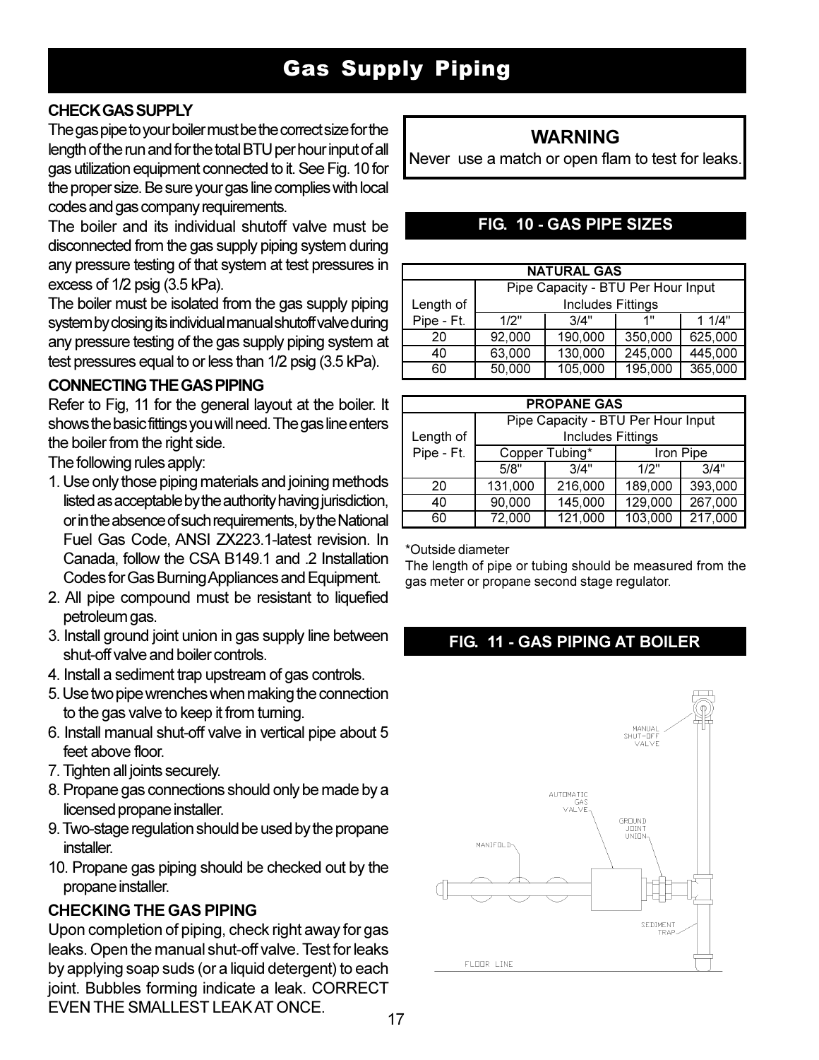# Gas Supply Piping

**CHECK GAS SUPPLY**

The gas pipe to your boiler must be the correct size for the length of the run and for the total BTU per hour input of all gas utilization equipment connected to it. See Fig. 10 for the proper size. Be sure your gas line complies with local codes and gas company requirements.

The boiler and its individual shutoff valve must be disconnected from the gas supply piping system during any pressure testing of that system at test pressures in excess of 1/2 psig (3.5 kPa).

The boiler must be isolated from the gas supply piping system by closing its individual manual shutoff valve during any pressure testing of the gas supply piping system at test pressures equal to or less than 1/2 psig (3.5 kPa).

**CONNECTING THE GAS PIPING**

Refer to Fig, 11 for the general layout at the boiler. It shows the basic fittings you will need. The gas line enters the boiler from the right side.

The following rules apply:

1. Use only those piping materials and joining methods listed as acceptable by the authority having jurisdiction, or in the absence of such requirements, by the National Fuel Gas Code, ANSI ZX223.1-latest revision. In Canada, follow the CSA B149.1 and .2 Installation Codes for Gas Burning Appliances and Equipment.
2. All pipe compound must be resistant to liquefied petroleum gas.
3. Install ground joint union in gas supply line between shut-off valve and boiler controls.
4. Install a sediment trap upstream of gas controls.
5. Use two pipe wrenches when making the connection to the gas valve to keep it from turning.
6. Install manual shut-off valve in vertical pipe about 5 feet above floor.
7. Tighten all joints securely.
8. Propane gas connections should only be made by a licensed propane installer.
9. Two-stage regulation should be used by the propane installer.
10. Propane gas piping should be checked out by the propane installer.

**CHECKING THE GAS PIPING**

Upon completion of piping, check right away for gas leaks. Open the manual shut-off valve. Test for leaks by applying soap suds (or a liquid detergent) to each joint. Bubbles forming indicate a leak. CORRECT EVEN THE SMALLEST LEAK AT ONCE.

**WARNING**

Never use a match or open flam to test for leaks.

**FIG. 10 - GAS PIPE SIZES**

| NATURAL GAS | | | | |
|---|---|---|---|---|
| Length of Pipe - Ft. | Pipe Capacity - BTU Per Hour Input Includes Fittings | | | |
| | 1/2" | 3/4" | 1" | 1 1/4" |
| 20 | 92,000 | 190,000 | 350,000 | 625,000 |
| 40 | 63,000 | 130,000 | 245,000 | 445,000 |
| 60 | 50,000 | 105,000 | 195,000 | 365,000 |

| PROPANE GAS | | | | |
|---|---|---|---|---|
| Length of Pipe - Ft. | Pipe Capacity - BTU Per Hour Input Includes Fittings | | | |
| | Copper Tubing* | | Iron Pipe | |
| | 5/8" | 3/4" | 1/2" | 3/4" |
| 20 | 131,000 | 216,000 | 189,000 | 393,000 |
| 40 | 90,000 | 145,000 | 129,000 | 267,000 |
| 60 | 72,000 | 121,000 | 103,000 | 217,000 |

*Outside diameter

The length of pipe or tubing should be measured from the gas meter or propane second stage regulator.

**FIG. 11 - GAS PIPING AT BOILER**

MANUAL SHUT-OFF VALVE

AUTOMATIC GAS VALVE

GROUND JOINT UNION

MANIFOLD

SEDIMENT TRAP

FLOOR LINE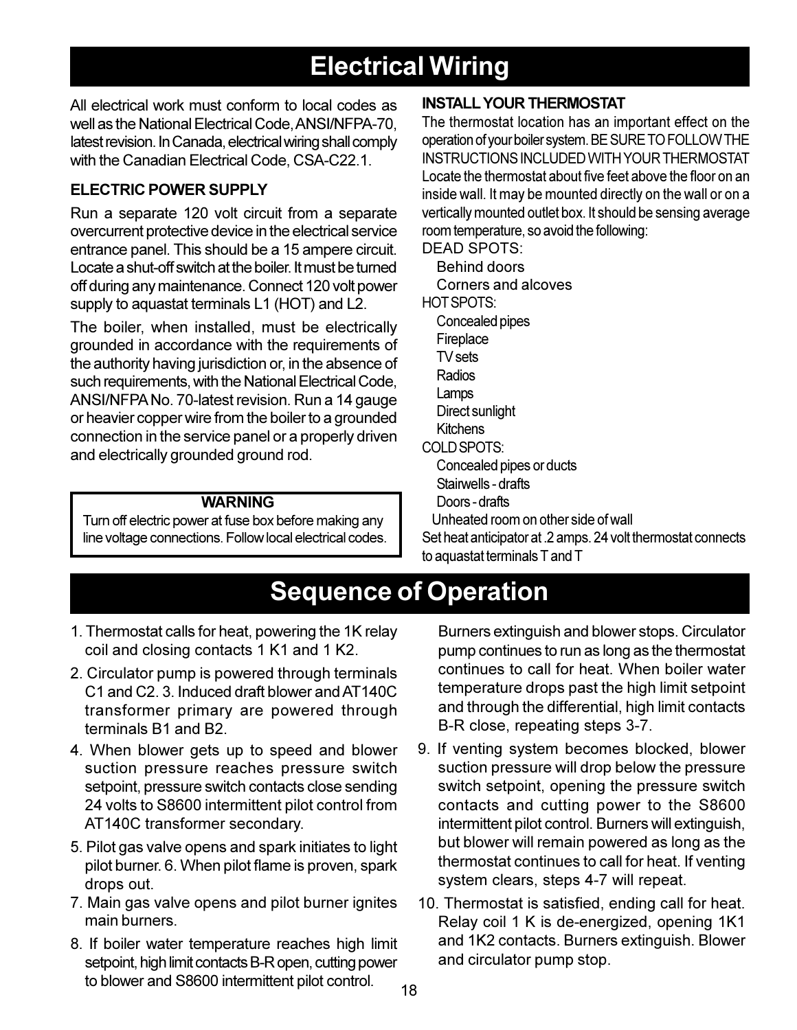# Electrical Wiring

All electrical work must conform to local codes as well as the National Electrical Code, ANSI/NFPA-70, latest revision. In Canada, electrical wiring shall comply with the Canadian Electrical Code, CSA-C22.1.

**ELECTRIC POWER SUPPLY**

Run a separate 120 volt circuit from a separate overcurrent protective device in the electrical service entrance panel. This should be a 15 ampere circuit. Locate a shut-off switch at the boiler. It must be turned off during any maintenance. Connect 120 volt power supply to aquastat terminals L1 (HOT) and L2.

The boiler, when installed, must be electrically grounded in accordance with the requirements of the authority having jurisdiction or, in the absence of such requirements, with the National Electrical Code, ANSI/NFPA No. 70-latest revision. Run a 14 gauge or heavier copper wire from the boiler to a grounded connection in the service panel or a properly driven and electrically grounded ground rod.

> **WARNING**
>
> Turn off electric power at fuse box before making any line voltage connections. Follow local electrical codes.

**INSTALL YOUR THERMOSTAT**

The thermostat location has an important effect on the operation of your boiler system. BE SURE TO FOLLOW THE INSTRUCTIONS INCLUDED WITH YOUR THERMOSTAT. Locate the thermostat about five feet above the floor on an inside wall. It may be mounted directly on the wall or on a vertically mounted outlet box. It should be sensing average room temperature, so avoid the following:

DEAD SPOTS:
- Behind doors
- Corners and alcoves

HOT SPOTS:
- Concealed pipes
- Fireplace
- TV sets
- Radios
- Lamps
- Direct sunlight
- Kitchens

COLD SPOTS:
- Concealed pipes or ducts
- Stairwells - drafts
- Doors - drafts
- Unheated room on other side of wall

Set heat anticipator at .2 amps. 24 volt thermostat connects to aquastat terminals T and T

# Sequence of Operation

1. Thermostat calls for heat, powering the 1K relay coil and closing contacts 1 K1 and 1 K2.
2. Circulator pump is powered through terminals C1 and C2. 3. Induced draft blower and AT140C transformer primary are powered through terminals B1 and B2.
4. When blower gets up to speed and blower suction pressure reaches pressure switch setpoint, pressure switch contacts close sending 24 volts to S8600 intermittent pilot control from AT140C transformer secondary.
5. Pilot gas valve opens and spark initiates to light pilot burner. 6. When pilot flame is proven, spark drops out.
7. Main gas valve opens and pilot burner ignites main burners.
8. If boiler water temperature reaches high limit setpoint, high limit contacts B-R open, cutting power to blower and S8600 intermittent pilot control. Burners extinguish and blower stops. Circulator pump continues to run as long as the thermostat continues to call for heat. When boiler water temperature drops past the high limit setpoint and through the differential, high limit contacts B-R close, repeating steps 3-7.
9. If venting system becomes blocked, blower suction pressure will drop below the pressure switch setpoint, opening the pressure switch contacts and cutting power to the S8600 intermittent pilot control. Burners will extinguish, but blower will remain powered as long as the thermostat continues to call for heat. If venting system clears, steps 4-7 will repeat.
10. Thermostat is satisfied, ending call for heat. Relay coil 1 K is de-energized, opening 1K1 and 1K2 contacts. Burners extinguish. Blower and circulator pump stop.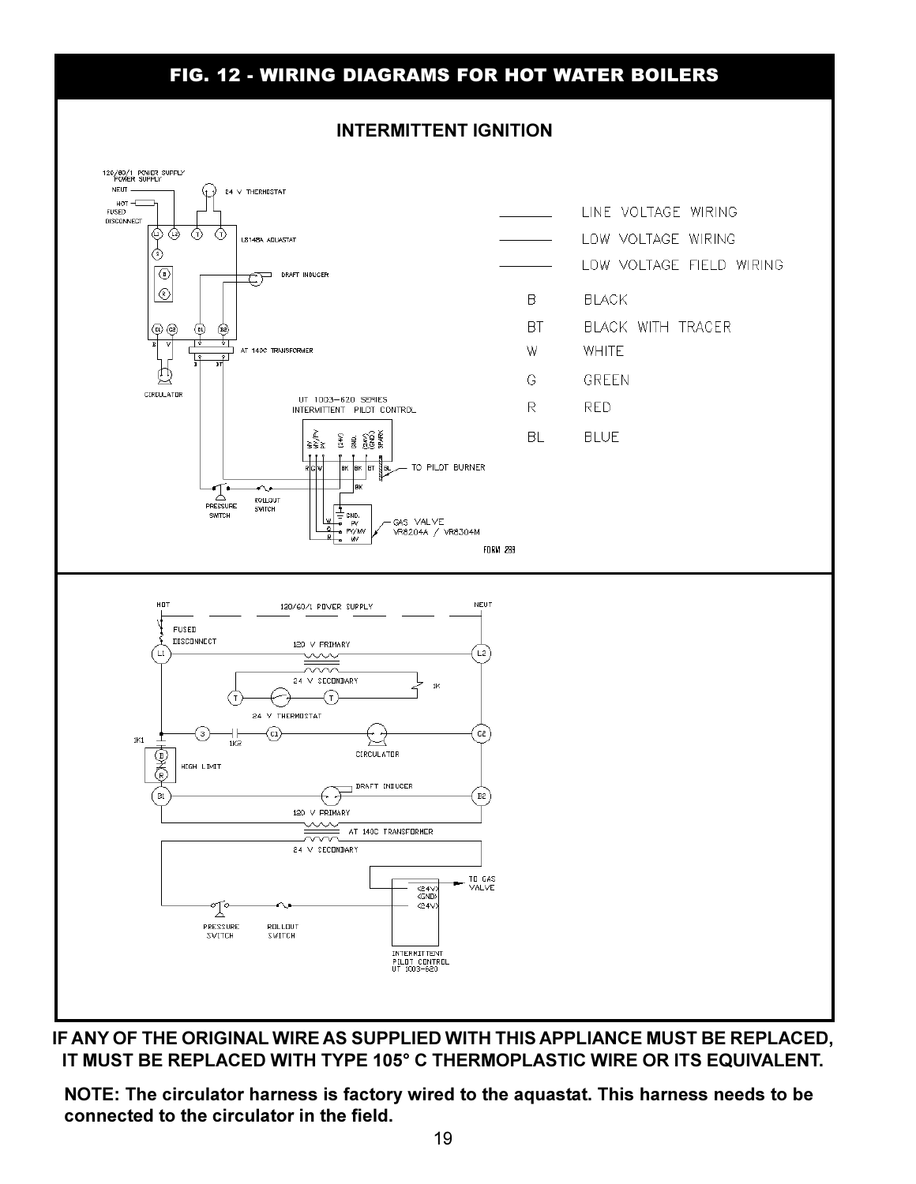# FIG. 12 - WIRING DIAGRAMS FOR HOT WATER BOILERS

## INTERMITTENT IGNITION

120/60/1 POWER SUPPLY
NEUT
HOT
FUSED DISCONNECT
24 V THERMOSTAT
L8148A AQUASTAT
DRAFT INDUCER
AT 140C TRANSFORMER
CIRCULATOR
UT 1003-620 SERIES INTERMITTENT PILOT CONTROL
TO PILOT BURNER
PRESSURE SWITCH
ROLLOUT SWITCH
GAS VALVE VR8204A / VR8304M
FORM 299

| | |
|---|---|
| ——— | LINE VOLTAGE WIRING |
| ——— | LOW VOLTAGE WIRING |
| ——— | LOW VOLTAGE FIELD WIRING |
| B | BLACK |
| BT | BLACK WITH TRACER |
| W | WHITE |
| G | GREEN |
| R | RED |
| BL | BLUE |

HOT
120/60/1 POWER SUPPLY
NEUT
FUSED DISCONNECT
120 V PRIMARY
24 V SECONDARY
24 V THERMOSTAT
CIRCULATOR
HIGH LIMIT
DRAFT INDUCER
120 V PRIMARY
AT 140C TRANSFORMER
24 V SECONDARY
TO GAS VALVE
PRESSURE SWITCH
ROLLOUT SWITCH
INTERMITTENT PILOT CONTROL UT 1003-620

**IF ANY OF THE ORIGINAL WIRE AS SUPPLIED WITH THIS APPLIANCE MUST BE REPLACED, IT MUST BE REPLACED WITH TYPE 105° C THERMOPLASTIC WIRE OR ITS EQUIVALENT.**

**NOTE: The circulator harness is factory wired to the aquastat. This harness needs to be connected to the circulator in the field.**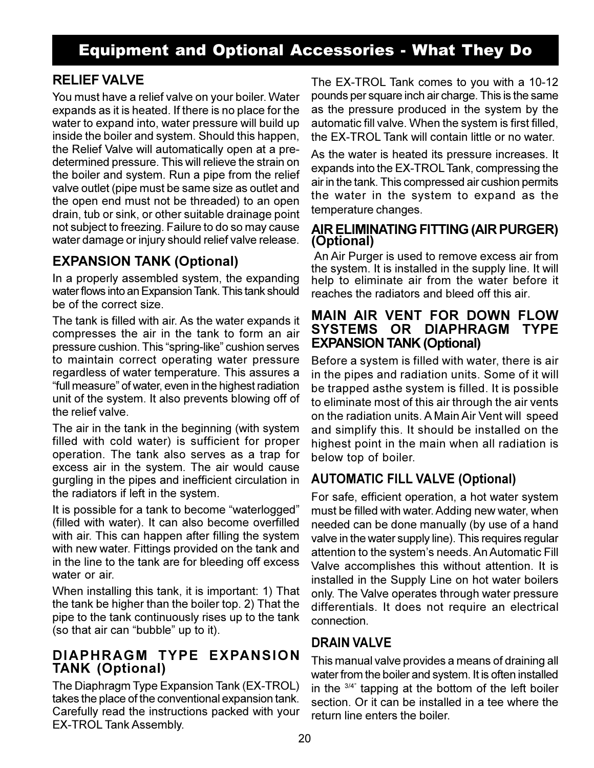# Equipment and Optional Accessories - What They Do

## RELIEF VALVE

You must have a relief valve on your boiler. Water expands as it is heated. If there is no place for the water to expand into, water pressure will build up inside the boiler and system. Should this happen, the Relief Valve will automatically open at a pre-determined pressure. This will relieve the strain on the boiler and system. Run a pipe from the relief valve outlet (pipe must be same size as outlet and the open end must not be threaded) to an open drain, tub or sink, or other suitable drainage point not subject to freezing. Failure to do so may cause water damage or injury should relief valve release.

## EXPANSION TANK (Optional)

In a properly assembled system, the expanding water flows into an Expansion Tank. This tank should be of the correct size.

The tank is filled with air. As the water expands it compresses the air in the tank to form an air pressure cushion. This "spring-like" cushion serves to maintain correct operating water pressure regardless of water temperature. This assures a "full measure" of water, even in the highest radiation unit of the system. It also prevents blowing off of the relief valve.

The air in the tank in the beginning (with system filled with cold water) is sufficient for proper operation. The tank also serves as a trap for excess air in the system. The air would cause gurgling in the pipes and inefficient circulation in the radiators if left in the system.

It is possible for a tank to become "waterlogged" (filled with water). It can also become overfilled with air. This can happen after filling the system with new water. Fittings provided on the tank and in the line to the tank are for bleeding off excess water or air.

When installing this tank, it is important: 1) That the tank be higher than the boiler top. 2) That the pipe to the tank continuously rises up to the tank (so that air can "bubble" up to it).

## DIAPHRAGM TYPE EXPANSION TANK (Optional)

The Diaphragm Type Expansion Tank (EX-TROL) takes the place of the conventional expansion tank. Carefully read the instructions packed with your EX-TROL Tank Assembly.

The EX-TROL Tank comes to you with a 10-12 pounds per square inch air charge. This is the same as the pressure produced in the system by the automatic fill valve. When the system is first filled, the EX-TROL Tank will contain little or no water.

As the water is heated its pressure increases. It expands into the EX-TROL Tank, compressing the air in the tank. This compressed air cushion permits the water in the system to expand as the temperature changes.

## AIR ELIMINATING FITTING (AIR PURGER) (Optional)

An Air Purger is used to remove excess air from the system. It is installed in the supply line. It will help to eliminate air from the water before it reaches the radiators and bleed off this air.

## MAIN AIR VENT FOR DOWN FLOW SYSTEMS OR DIAPHRAGM TYPE EXPANSION TANK (Optional)

Before a system is filled with water, there is air in the pipes and radiation units. Some of it will be trapped asthe system is filled. It is possible to eliminate most of this air through the air vents on the radiation units. A Main Air Vent will speed and simplify this. It should be installed on the highest point in the main when all radiation is below top of boiler.

## AUTOMATIC FILL VALVE (Optional)

For safe, efficient operation, a hot water system must be filled with water. Adding new water, when needed can be done manually (by use of a hand valve in the water supply line). This requires regular attention to the system's needs. An Automatic Fill Valve accomplishes this without attention. It is installed in the Supply Line on hot water boilers only. The Valve operates through water pressure differentials. It does not require an electrical connection.

## DRAIN VALVE

This manual valve provides a means of draining all water from the boiler and system. It is often installed in the 3/4" tapping at the bottom of the left boiler section. Or it can be installed in a tee where the return line enters the boiler.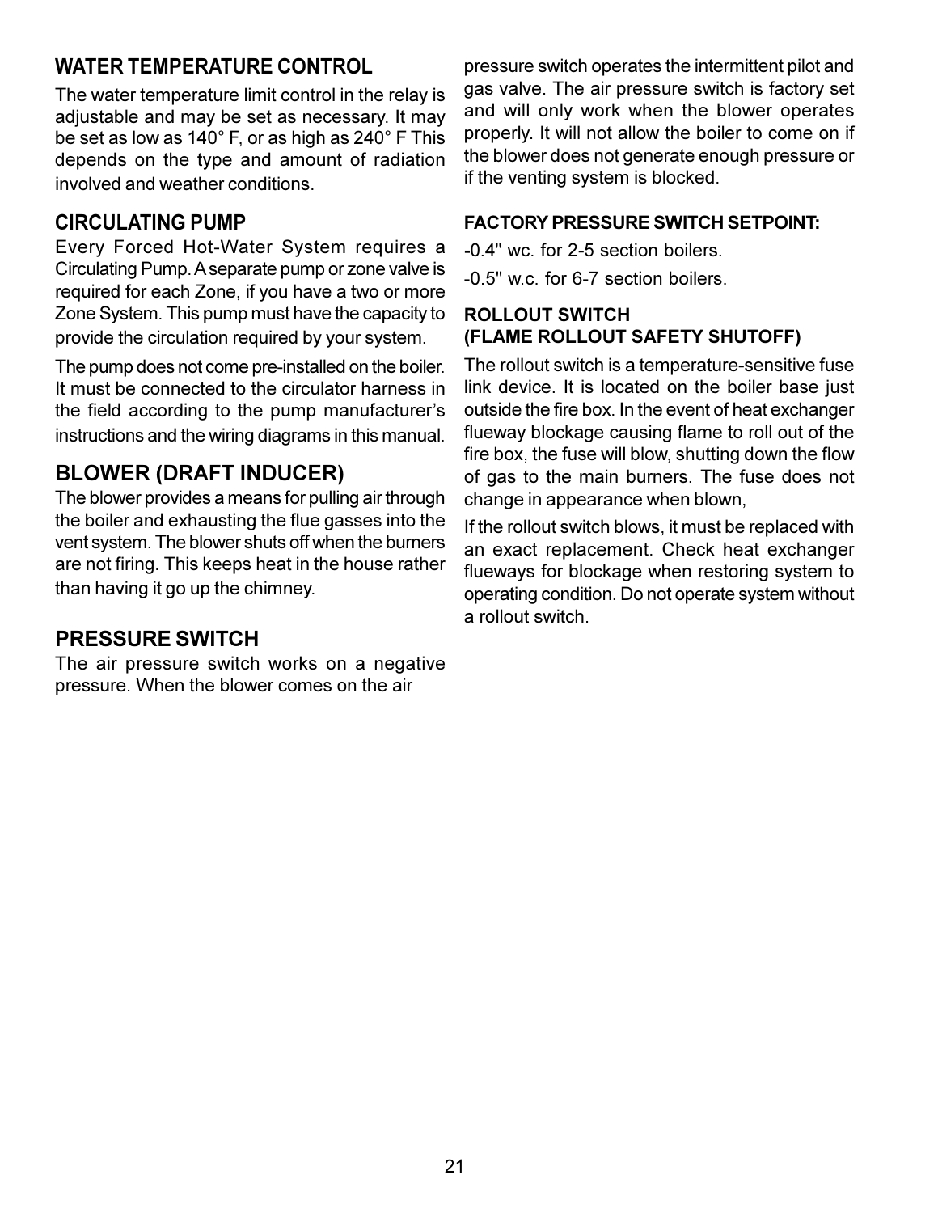## WATER TEMPERATURE CONTROL

The water temperature limit control in the relay is adjustable and may be set as necessary. It may be set as low as 140° F, or as high as 240° F This depends on the type and amount of radiation involved and weather conditions.

## CIRCULATING PUMP

Every Forced Hot-Water System requires a Circulating Pump. A separate pump or zone valve is required for each Zone, if you have a two or more Zone System. This pump must have the capacity to provide the circulation required by your system.

The pump does not come pre-installed on the boiler. It must be connected to the circulator harness in the field according to the pump manufacturer's instructions and the wiring diagrams in this manual.

## BLOWER (DRAFT INDUCER)

The blower provides a means for pulling air through the boiler and exhausting the flue gasses into the vent system. The blower shuts off when the burners are not firing. This keeps heat in the house rather than having it go up the chimney.

## PRESSURE SWITCH

The air pressure switch works on a negative pressure. When the blower comes on the air pressure switch operates the intermittent pilot and gas valve. The air pressure switch is factory set and will only work when the blower operates properly. It will not allow the boiler to come on if the blower does not generate enough pressure or if the venting system is blocked.

### FACTORY PRESSURE SWITCH SETPOINT:

-0.4" wc. for 2-5 section boilers.

-0.5" w.c. for 6-7 section boilers.

### ROLLOUT SWITCH (FLAME ROLLOUT SAFETY SHUTOFF)

The rollout switch is a temperature-sensitive fuse link device. It is located on the boiler base just outside the fire box. In the event of heat exchanger flueway blockage causing flame to roll out of the fire box, the fuse will blow, shutting down the flow of gas to the main burners. The fuse does not change in appearance when blown,

If the rollout switch blows, it must be replaced with an exact replacement. Check heat exchanger flueways for blockage when restoring system to operating condition. Do not operate system without a rollout switch.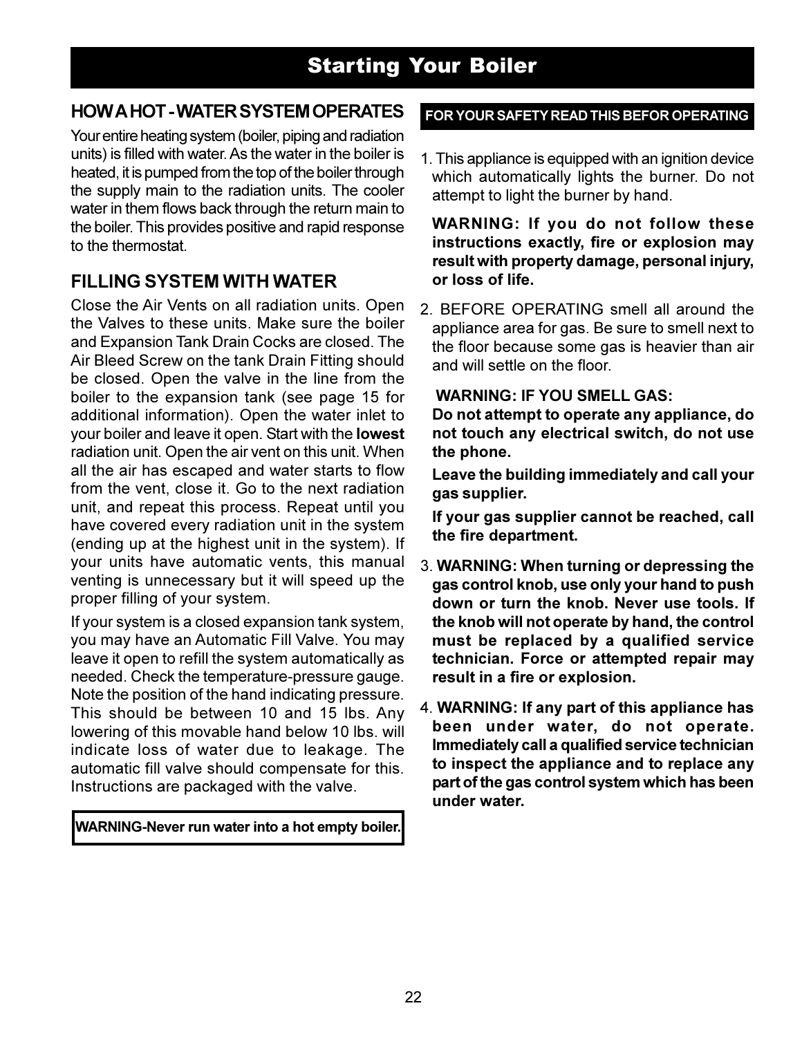# Starting Your Boiler

## HOW A HOT - WATER SYSTEM OPERATES

Your entire heating system (boiler, piping and radiation units) is filled with water. As the water in the boiler is heated, it is pumped from the top of the boiler through the supply main to the radiation units. The cooler water in them flows back through the return main to the boiler. This provides positive and rapid response to the thermostat.

## FILLING SYSTEM WITH WATER

Close the Air Vents on all radiation units. Open the Valves to these units. Make sure the boiler and Expansion Tank Drain Cocks are closed. The Air Bleed Screw on the tank Drain Fitting should be closed. Open the valve in the line from the boiler to the expansion tank (see page 15 for additional information). Open the water inlet to your boiler and leave it open. Start with the **lowest** radiation unit. Open the air vent on this unit. When all the air has escaped and water starts to flow from the vent, close it. Go to the next radiation unit, and repeat this process. Repeat until you have covered every radiation unit in the system (ending up at the highest unit in the system). If your units have automatic vents, this manual venting is unnecessary but it will speed up the proper filling of your system.

If your system is a closed expansion tank system, you may have an Automatic Fill Valve. You may leave it open to refill the system automatically as needed. Check the temperature-pressure gauge. Note the position of the hand indicating pressure. This should be between 10 and 15 lbs. Any lowering of this movable hand below 10 lbs. will indicate loss of water due to leakage. The automatic fill valve should compensate for this. Instructions are packaged with the valve.

**WARNING-Never run water into a hot empty boiler.**

## FOR YOUR SAFETY READ THIS BEFOR OPERATING

1. This appliance is equipped with an ignition device which automatically lights the burner. Do not attempt to light the burner by hand.

   **WARNING: If you do not follow these instructions exactly, fire or explosion may result with property damage, personal injury, or loss of life.**

2. BEFORE OPERATING smell all around the appliance area for gas. Be sure to smell next to the floor because some gas is heavier than air and will settle on the floor.

   **WARNING: IF YOU SMELL GAS:**
   **Do not attempt to operate any appliance, do not touch any electrical switch, do not use the phone.**

   **Leave the building immediately and call your gas supplier.**

   **If your gas supplier cannot be reached, call the fire department.**

3. **WARNING: When turning or depressing the gas control knob, use only your hand to push down or turn the knob. Never use tools. If the knob will not operate by hand, the control must be replaced by a qualified service technician. Force or attempted repair may result in a fire or explosion.**

4. **WARNING: If any part of this appliance has been under water, do not operate. Immediately call a qualified service technician to inspect the appliance and to replace any part of the gas control system which has been under water.**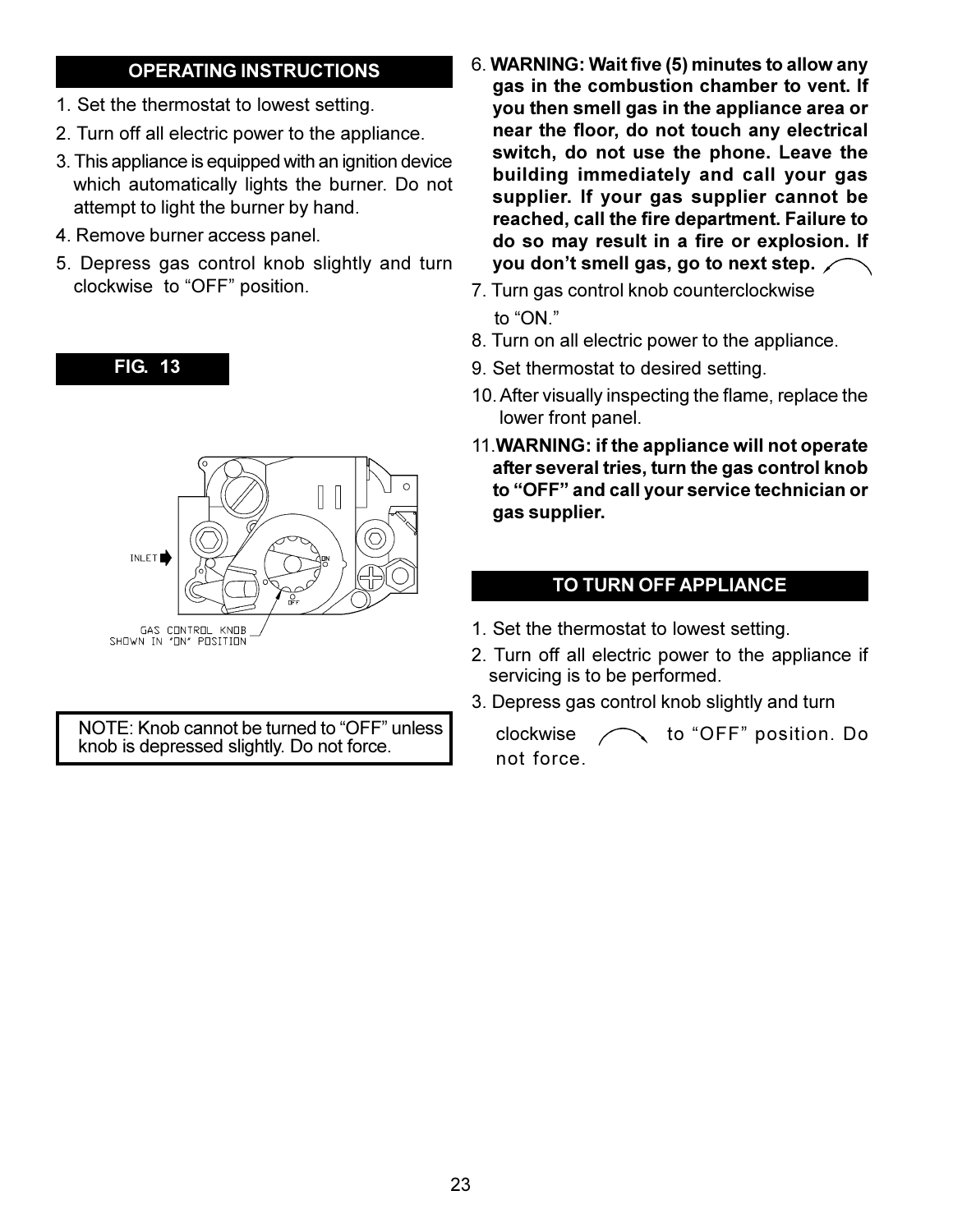## OPERATING INSTRUCTIONS

1. Set the thermostat to lowest setting.
2. Turn off all electric power to the appliance.
3. This appliance is equipped with an ignition device which automatically lights the burner. Do not attempt to light the burner by hand.
4. Remove burner access panel.
5. Depress gas control knob slightly and turn clockwise to "OFF" position.

**FIG. 13**

INLET

GAS CONTROL KNOB SHOWN IN "ON" POSITION

NOTE: Knob cannot be turned to "OFF" unless knob is depressed slightly. Do not force.

6. **WARNING: Wait five (5) minutes to allow any gas in the combustion chamber to vent. If you then smell gas in the appliance area or near the floor, do not touch any electrical switch, do not use the phone. Leave the building immediately and call your gas supplier. If your gas supplier cannot be reached, call the fire department. Failure to do so may result in a fire or explosion. If you don't smell gas, go to next step.**
7. Turn gas control knob counterclockwise to "ON."
8. Turn on all electric power to the appliance.
9. Set thermostat to desired setting.
10. After visually inspecting the flame, replace the lower front panel.
11. **WARNING: if the appliance will not operate after several tries, turn the gas control knob to "OFF" and call your service technician or gas supplier.**

## TO TURN OFF APPLIANCE

1. Set the thermostat to lowest setting.
2. Turn off all electric power to the appliance if servicing is to be performed.
3. Depress gas control knob slightly and turn clockwise to "OFF" position. Do not force.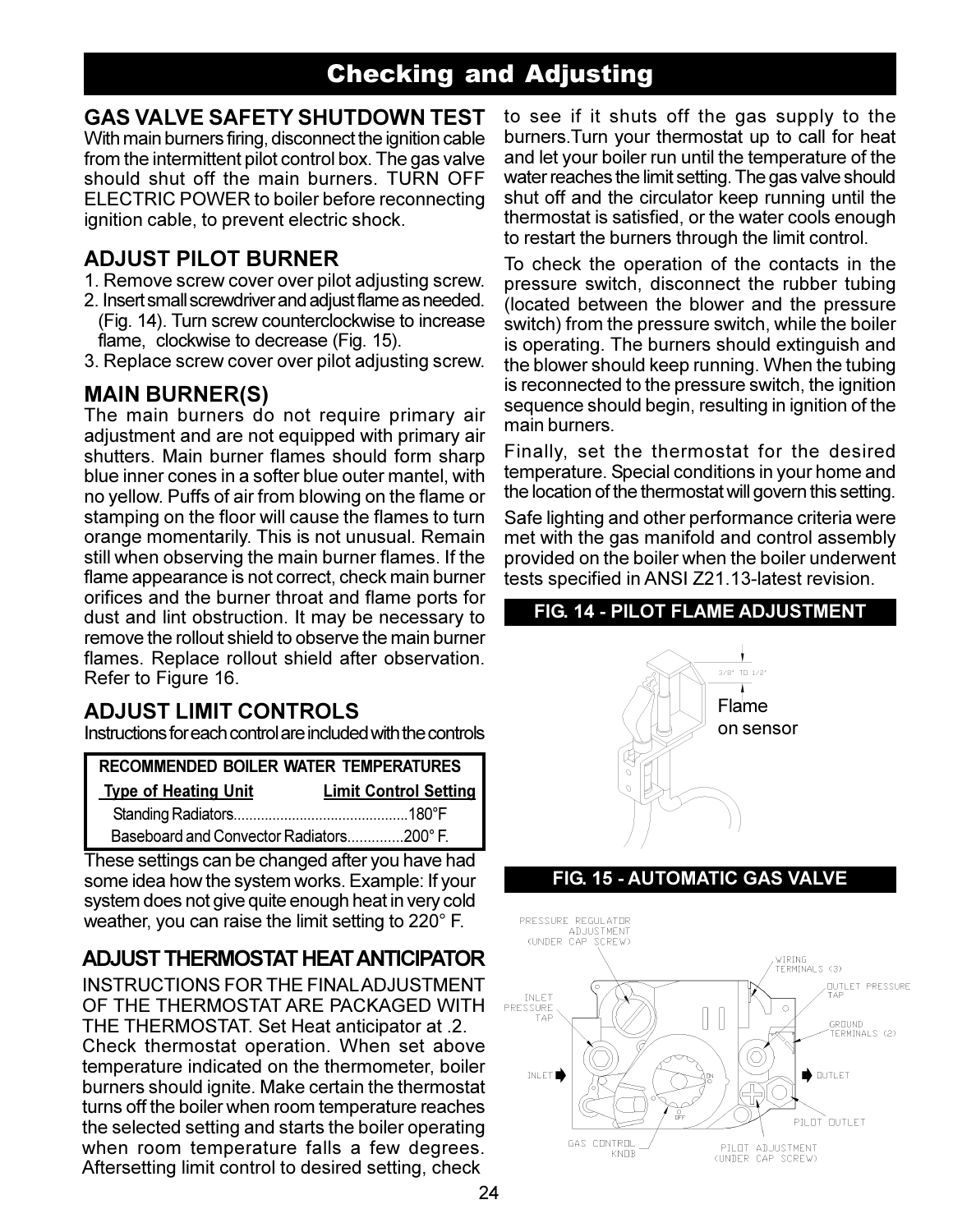# Checking and Adjusting

## GAS VALVE SAFETY SHUTDOWN TEST

With main burners firing, disconnect the ignition cable from the intermittent pilot control box. The gas valve should shut off the main burners. TURN OFF ELECTRIC POWER to boiler before reconnecting ignition cable, to prevent electric shock.

## ADJUST PILOT BURNER

1. Remove screw cover over pilot adjusting screw.
2. Insert small screwdriver and adjust flame as needed. (Fig. 14). Turn screw counterclockwise to increase flame, clockwise to decrease (Fig. 15).
3. Replace screw cover over pilot adjusting screw.

## MAIN BURNER(S)

The main burners do not require primary air adjustment and are not equipped with primary air shutters. Main burner flames should form sharp blue inner cones in a softer blue outer mantel, with no yellow. Puffs of air from blowing on the flame or stamping on the floor will cause the flames to turn orange momentarily. This is not unusual. Remain still when observing the main burner flames. If the flame appearance is not correct, check main burner orifices and the burner throat and flame ports for dust and lint obstruction. It may be necessary to remove the rollout shield to observe the main burner flames. Replace rollout shield after observation. Refer to Figure 16.

## ADJUST LIMIT CONTROLS

Instructions for each control are included with the controls

**RECOMMENDED BOILER WATER TEMPERATURES**

| Type of Heating Unit | Limit Control Setting |
|---|---|
| Standing Radiators | 180°F |
| Baseboard and Convector Radiators | 200° F. |

These settings can be changed after you have had some idea how the system works. Example: If your system does not give quite enough heat in very cold weather, you can raise the limit setting to 220° F.

## ADJUST THERMOSTAT HEAT ANTICIPATOR

INSTRUCTIONS FOR THE FINAL ADJUSTMENT OF THE THERMOSTAT ARE PACKAGED WITH THE THERMOSTAT. Set Heat anticipator at .2.

Check thermostat operation. When set above temperature indicated on the thermometer, boiler burners should ignite. Make certain the thermostat turns off the boiler when room temperature reaches the selected setting and starts the boiler operating when room temperature falls a few degrees. Aftersetting limit control to desired setting, check to see if it shuts off the gas supply to the burners.Turn your thermostat up to call for heat and let your boiler run until the temperature of the water reaches the limit setting. The gas valve should shut off and the circulator keep running until the thermostat is satisfied, or the water cools enough to restart the burners through the limit control.

To check the operation of the contacts in the pressure switch, disconnect the rubber tubing (located between the blower and the pressure switch) from the pressure switch, while the boiler is operating. The burners should extinguish and the blower should keep running. When the tubing is reconnected to the pressure switch, the ignition sequence should begin, resulting in ignition of the main burners.

Finally, set the thermostat for the desired temperature. Special conditions in your home and the location of the thermostat will govern this setting.

Safe lighting and other performance criteria were met with the gas manifold and control assembly provided on the boiler when the boiler underwent tests specified in ANSI Z21.13-latest revision.

**FIG. 14 - PILOT FLAME ADJUSTMENT**

3/8" TO 1/2"

Flame on sensor

**FIG. 15 - AUTOMATIC GAS VALVE**

PRESSURE REGULATOR ADJUSTMENT (UNDER CAP SCREW)

WIRING TERMINALS (3)

INLET PRESSURE TAP

OUTLET PRESSURE TAP

GROUND TERMINALS (2)

INLET

OUTLET

ON

OFF

PILOT OUTLET

GAS CONTROL KNOB

PILOT ADJUSTMENT (UNDER CAP SCREW)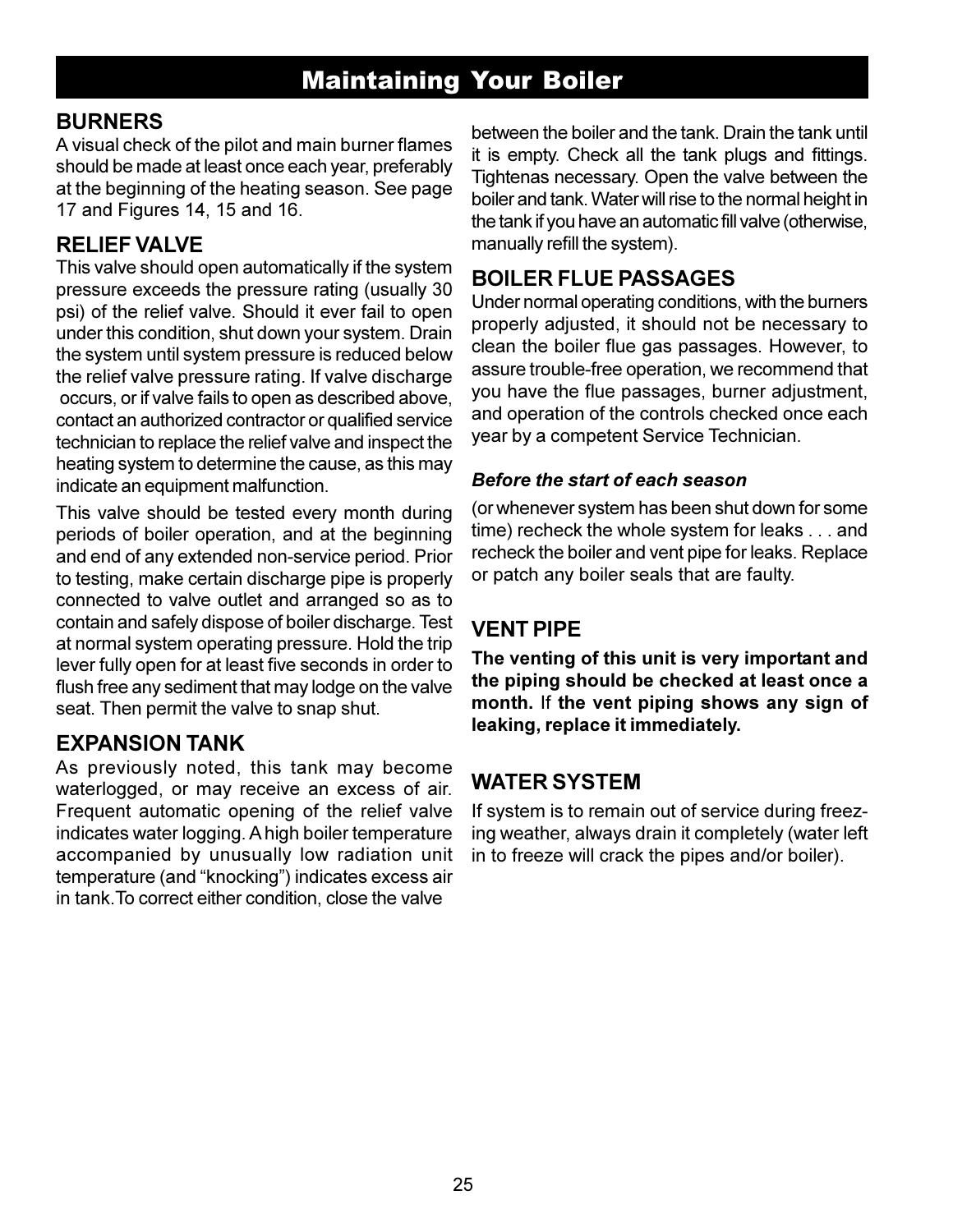# Maintaining Your Boiler

## BURNERS

A visual check of the pilot and main burner flames should be made at least once each year, preferably at the beginning of the heating season. See page 17 and Figures 14, 15 and 16.

## RELIEF VALVE

This valve should open automatically if the system pressure exceeds the pressure rating (usually 30 psi) of the relief valve. Should it ever fail to open under this condition, shut down your system. Drain the system until system pressure is reduced below the relief valve pressure rating. If valve discharge occurs, or if valve fails to open as described above, contact an authorized contractor or qualified service technician to replace the relief valve and inspect the heating system to determine the cause, as this may indicate an equipment malfunction.

This valve should be tested every month during periods of boiler operation, and at the beginning and end of any extended non-service period. Prior to testing, make certain discharge pipe is properly connected to valve outlet and arranged so as to contain and safely dispose of boiler discharge. Test at normal system operating pressure. Hold the trip lever fully open for at least five seconds in order to flush free any sediment that may lodge on the valve seat. Then permit the valve to snap shut.

## EXPANSION TANK

As previously noted, this tank may become waterlogged, or may receive an excess of air. Frequent automatic opening of the relief valve indicates water logging. A high boiler temperature accompanied by unusually low radiation unit temperature (and "knocking") indicates excess air in tank.To correct either condition, close the valve between the boiler and the tank. Drain the tank until it is empty. Check all the tank plugs and fittings. Tightenas necessary. Open the valve between the boiler and tank. Water will rise to the normal height in the tank if you have an automatic fill valve (otherwise, manually refill the system).

## BOILER FLUE PASSAGES

Under normal operating conditions, with the burners properly adjusted, it should not be necessary to clean the boiler flue gas passages. However, to assure trouble-free operation, we recommend that you have the flue passages, burner adjustment, and operation of the controls checked once each year by a competent Service Technician.

***Before the start of each season***

(or whenever system has been shut down for some time) recheck the whole system for leaks . . . and recheck the boiler and vent pipe for leaks. Replace or patch any boiler seals that are faulty.

## VENT PIPE

**The venting of this unit is very important and the piping should be checked at least once a month.** If **the vent piping shows any sign of leaking, replace it immediately.**

## WATER SYSTEM

If system is to remain out of service during freezing weather, always drain it completely (water left in to freeze will crack the pipes and/or boiler).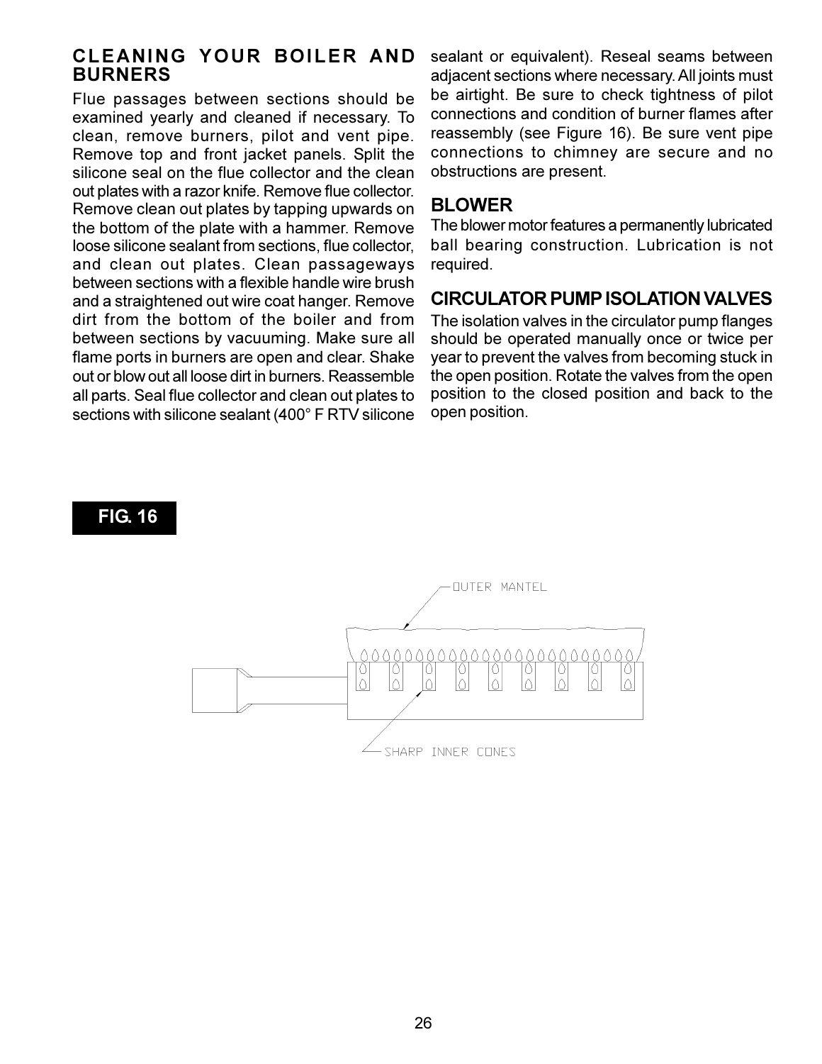## CLEANING YOUR BOILER AND BURNERS

Flue passages between sections should be examined yearly and cleaned if necessary. To clean, remove burners, pilot and vent pipe. Remove top and front jacket panels. Split the silicone seal on the flue collector and the clean out plates with a razor knife. Remove flue collector. Remove clean out plates by tapping upwards on the bottom of the plate with a hammer. Remove loose silicone sealant from sections, flue collector, and clean out plates. Clean passageways between sections with a flexible handle wire brush and a straightened out wire coat hanger. Remove dirt from the bottom of the boiler and from between sections by vacuuming. Make sure all flame ports in burners are open and clear. Shake out or blow out all loose dirt in burners. Reassemble all parts. Seal flue collector and clean out plates to sections with silicone sealant (400° F RTV silicone sealant or equivalent). Reseal seams between adjacent sections where necessary. All joints must be airtight. Be sure to check tightness of pilot connections and condition of burner flames after reassembly (see Figure 16). Be sure vent pipe connections to chimney are secure and no obstructions are present.

## BLOWER

The blower motor features a permanently lubricated ball bearing construction. Lubrication is not required.

## CIRCULATOR PUMP ISOLATION VALVES

The isolation valves in the circulator pump flanges should be operated manually once or twice per year to prevent the valves from becoming stuck in the open position. Rotate the valves from the open position to the closed position and back to the open position.

**FIG. 16**

OUTER MANTEL

SHARP INNER CONES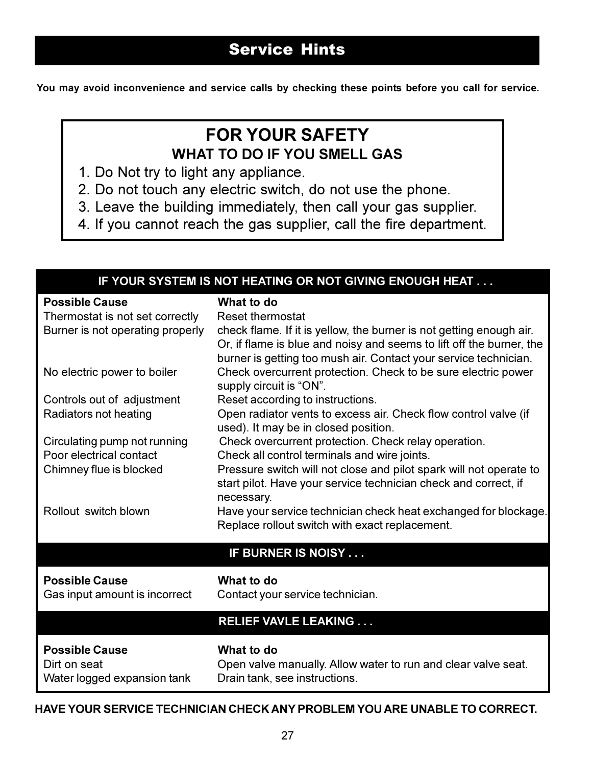# Service Hints

**You may avoid inconvenience and service calls by checking these points before you call for service.**

## FOR YOUR SAFETY

### WHAT TO DO IF YOU SMELL GAS

1. Do Not try to light any appliance.
2. Do not touch any electric switch, do not use the phone.
3. Leave the building immediately, then call your gas supplier.
4. If you cannot reach the gas supplier, call the fire department.

### IF YOUR SYSTEM IS NOT HEATING OR NOT GIVING ENOUGH HEAT . . .

| Possible Cause | What to do |
|---|---|
| Thermostat is not set correctly | Reset thermostat |
| Burner is not operating properly | check flame. If it is yellow, the burner is not getting enough air. Or, if flame is blue and noisy and seems to lift off the burner, the burner is getting too mush air. Contact your service technician. |
| No electric power to boiler | Check overcurrent protection. Check to be sure electric power supply circuit is "ON". |
| Controls out of adjustment | Reset according to instructions. |
| Radiators not heating | Open radiator vents to excess air. Check flow control valve (if used). It may be in closed position. |
| Circulating pump not running | Check overcurrent protection. Check relay operation. |
| Poor electrical contact | Check all control terminals and wire joints. |
| Chimney flue is blocked | Pressure switch will not close and pilot spark will not operate to start pilot. Have your service technician check and correct, if necessary. |
| Rollout switch blown | Have your service technician check heat exchanged for blockage. Replace rollout switch with exact replacement. |

### IF BURNER IS NOISY . . .

| Possible Cause | What to do |
|---|---|
| Gas input amount is incorrect | Contact your service technician. |

### RELIEF VAVLE LEAKING . . .

| Possible Cause | What to do |
|---|---|
| Dirt on seat | Open valve manually. Allow water to run and clear valve seat. |
| Water logged expansion tank | Drain tank, see instructions. |

**HAVE YOUR SERVICE TECHNICIAN CHECK ANY PROBLEM YOU ARE UNABLE TO CORRECT.**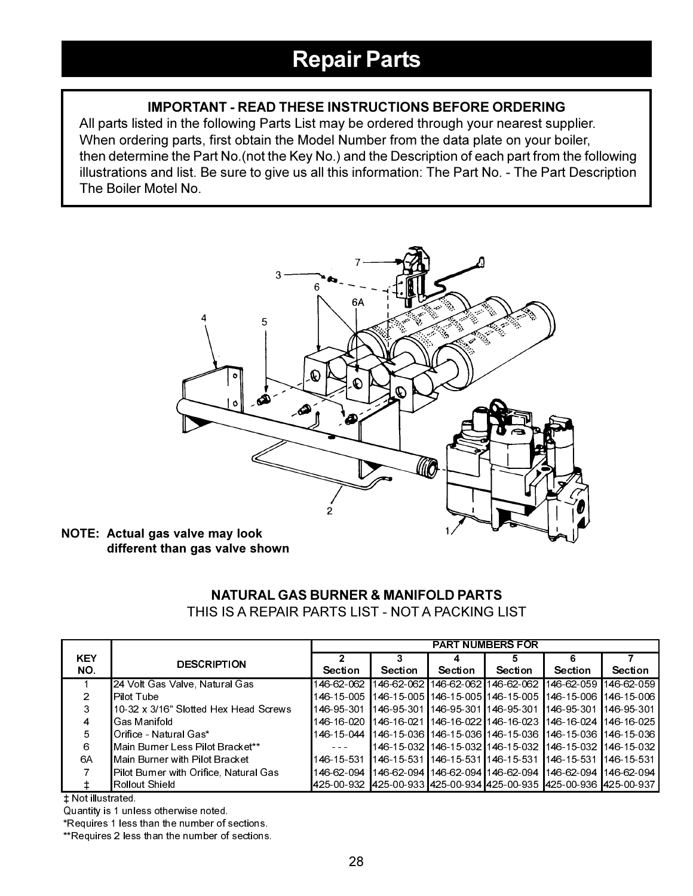# Repair Parts

**IMPORTANT - READ THESE INSTRUCTIONS BEFORE ORDERING**

All parts listed in the following Parts List may be ordered through your nearest supplier. When ordering parts, first obtain the Model Number from the data plate on your boiler, then determine the Part No.(not the Key No.) and the Description of each part from the following illustrations and list. Be sure to give us all this information: The Part No. - The Part Description The Boiler Motel No.

**NOTE: Actual gas valve may look different than gas valve shown**

## NATURAL GAS BURNER & MANIFOLD PARTS

THIS IS A REPAIR PARTS LIST - NOT A PACKING LIST

| KEY NO. | DESCRIPTION | PART NUMBERS FOR | | | | | |
|---|---|---|---|---|---|---|---|
| | | 2 Section | 3 Section | 4 Section | 5 Section | 6 Section | 7 Section |
| 1 | 24 Volt Gas Valve, Natural Gas | 146-62-062 | 146-62-062 | 146-62-062 | 146-62-062 | 146-62-059 | 146-62-059 |
| 2 | Pilot Tube | 146-15-005 | 146-15-005 | 146-15-005 | 146-15-005 | 146-15-006 | 146-15-006 |
| 3 | 10-32 x 3/16" Slotted Hex Head Screws | 146-95-301 | 146-95-301 | 146-95-301 | 146-95-301 | 146-95-301 | 146-95-301 |
| 4 | Gas Manifold | 146-16-020 | 146-16-021 | 146-16-022 | 146-16-023 | 146-16-024 | 146-16-025 |
| 5 | Orifice - Natural Gas* | 146-15-044 | 146-15-036 | 146-15-036 | 146-15-036 | 146-15-036 | 146-15-036 |
| 6 | Main Burner Less Pilot Bracket** | - - - | 146-15-032 | 146-15-032 | 146-15-032 | 146-15-032 | 146-15-032 |
| 6A | Main Burner with Pilot Bracket | 146-15-531 | 146-15-531 | 146-15-531 | 146-15-531 | 146-15-531 | 146-15-531 |
| 7 | Pilot Burner with Orifice, Natural Gas | 146-62-094 | 146-62-094 | 146-62-094 | 146-62-094 | 146-62-094 | 146-62-094 |
| ‡ | Rollout Shield | 425-00-932 | 425-00-933 | 425-00-934 | 425-00-935 | 425-00-936 | 425-00-937 |

‡ Not illustrated.

Quantity is 1 unless otherwise noted.

*Requires 1 less than the number of sections.

**Requires 2 less than the number of sections.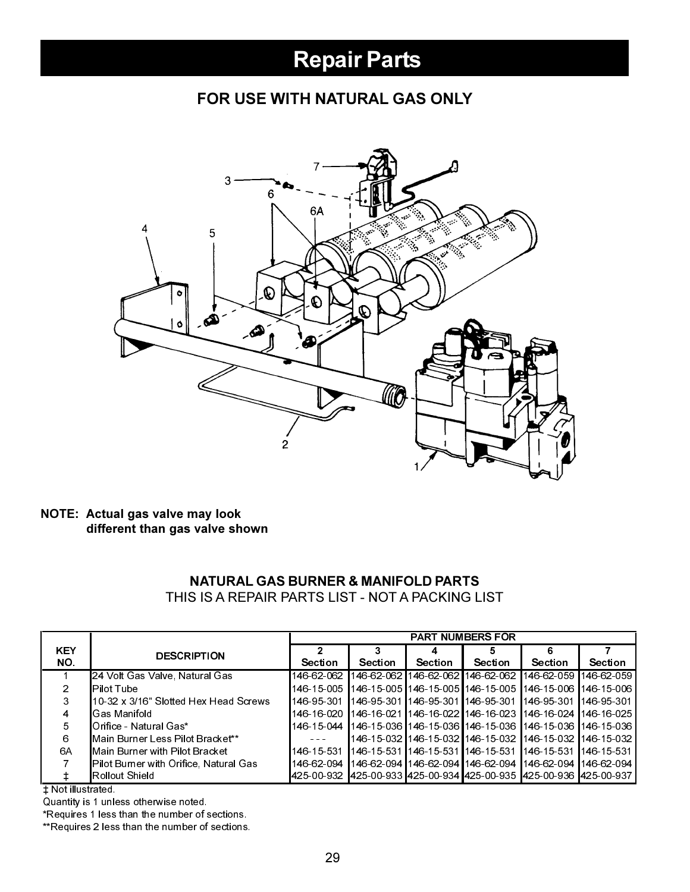# Repair Parts

## FOR USE WITH NATURAL GAS ONLY

**NOTE: Actual gas valve may look different than gas valve shown**

### NATURAL GAS BURNER & MANIFOLD PARTS

THIS IS A REPAIR PARTS LIST - NOT A PACKING LIST

| KEY NO. | DESCRIPTION | PART NUMBERS FOR | | | | | |
|---|---|---|---|---|---|---|---|
| | | 2 Section | 3 Section | 4 Section | 5 Section | 6 Section | 7 Section |
| 1 | 24 Volt Gas Valve, Natural Gas | 146-62-062 | 146-62-062 | 146-62-062 | 146-62-062 | 146-62-059 | 146-62-059 |
| 2 | Pilot Tube | 146-15-005 | 146-15-005 | 146-15-005 | 146-15-005 | 146-15-006 | 146-15-006 |
| 3 | 10-32 x 3/16" Slotted Hex Head Screws | 146-95-301 | 146-95-301 | 146-95-301 | 146-95-301 | 146-95-301 | 146-95-301 |
| 4 | Gas Manifold | 146-16-020 | 146-16-021 | 146-16-022 | 146-16-023 | 146-16-024 | 146-16-025 |
| 5 | Orifice - Natural Gas* | 146-15-044 | 146-15-036 | 146-15-036 | 146-15-036 | 146-15-036 | 146-15-036 |
| 6 | Main Burner Less Pilot Bracket** | - - - | 146-15-032 | 146-15-032 | 146-15-032 | 146-15-032 | 146-15-032 |
| 6A | Main Burner with Pilot Bracket | 146-15-531 | 146-15-531 | 146-15-531 | 146-15-531 | 146-15-531 | 146-15-531 |
| 7 | Pilot Burner with Orifice, Natural Gas | 146-62-094 | 146-62-094 | 146-62-094 | 146-62-094 | 146-62-094 | 146-62-094 |
| ‡ | Rollout Shield | 425-00-932 | 425-00-933 | 425-00-934 | 425-00-935 | 425-00-936 | 425-00-937 |

‡ Not illustrated.

Quantity is 1 unless otherwise noted.

*Requires 1 less than the number of sections.

**Requires 2 less than the number of sections.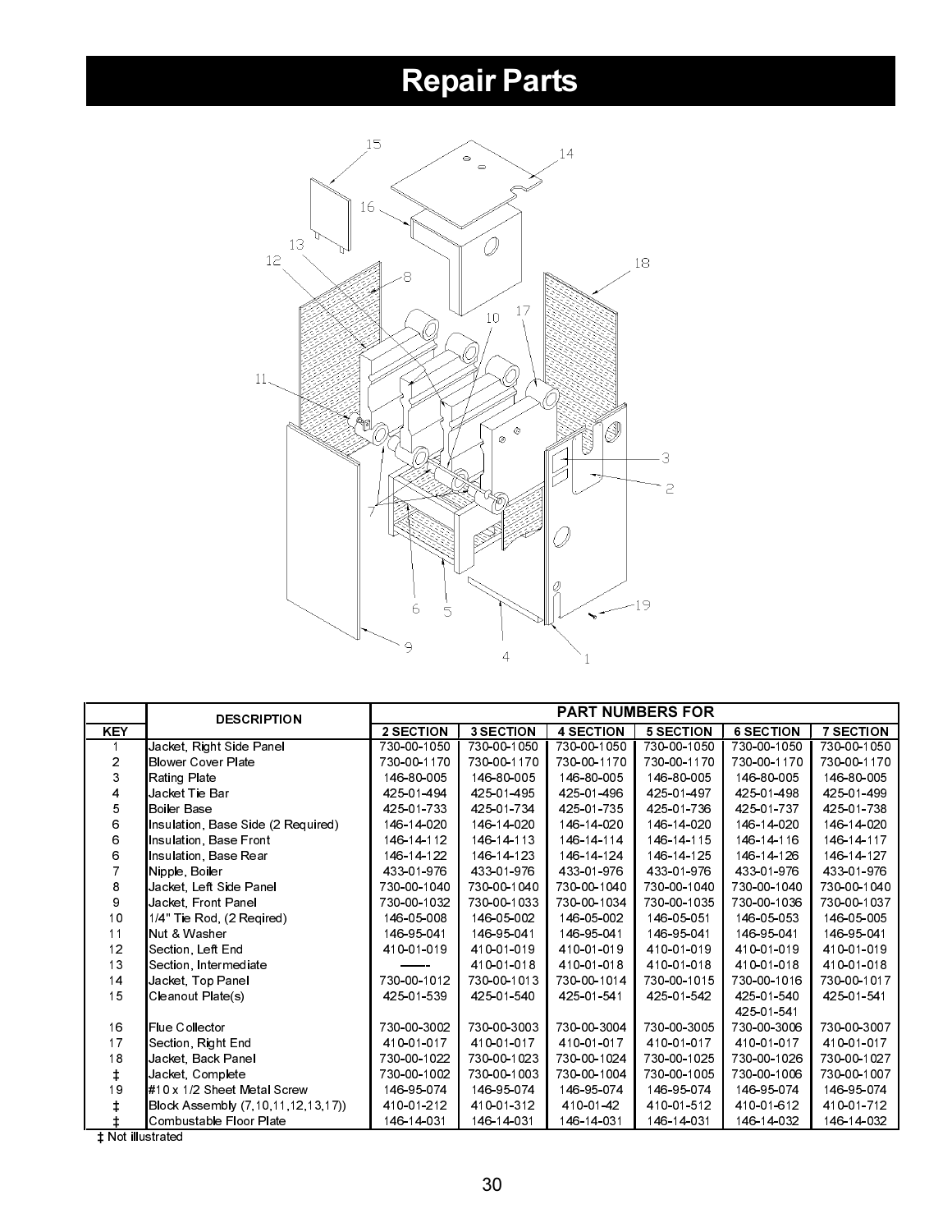# Repair Parts

| KEY | DESCRIPTION | PART NUMBERS FOR | | | | | |
|---|---|---|---|---|---|---|---|
| | | 2 SECTION | 3 SECTION | 4 SECTION | 5 SECTION | 6 SECTION | 7 SECTION |
| 1 | Jacket, Right Side Panel | 730-00-1050 | 730-00-1050 | 730-00-1050 | 730-00-1050 | 730-00-1050 | 730-00-1050 |
| 2 | Blower Cover Plate | 730-00-1170 | 730-00-1170 | 730-00-1170 | 730-00-1170 | 730-00-1170 | 730-00-1170 |
| 3 | Rating Plate | 146-80-005 | 146-80-005 | 146-80-005 | 146-80-005 | 146-80-005 | 146-80-005 |
| 4 | Jacket Tie Bar | 425-01-494 | 425-01-495 | 425-01-496 | 425-01-497 | 425-01-498 | 425-01-499 |
| 5 | Boiler Base | 425-01-733 | 425-01-734 | 425-01-735 | 425-01-736 | 425-01-737 | 425-01-738 |
| 6 | Insulation, Base Side (2 Required) | 146-14-020 | 146-14-020 | 146-14-020 | 146-14-020 | 146-14-020 | 146-14-020 |
| 6 | Insulation, Base Front | 146-14-112 | 146-14-113 | 146-14-114 | 146-14-115 | 146-14-116 | 146-14-117 |
| 6 | Insulation, Base Rear | 146-14-122 | 146-14-123 | 146-14-124 | 146-14-125 | 146-14-126 | 146-14-127 |
| 7 | Nipple, Boiler | 433-01-976 | 433-01-976 | 433-01-976 | 433-01-976 | 433-01-976 | 433-01-976 |
| 8 | Jacket, Left Side Panel | 730-00-1040 | 730-00-1040 | 730-00-1040 | 730-00-1040 | 730-00-1040 | 730-00-1040 |
| 9 | Jacket, Front Panel | 730-00-1032 | 730-00-1033 | 730-00-1034 | 730-00-1035 | 730-00-1036 | 730-00-1037 |
| 10 | 1/4" Tie Rod, (2 Reqired) | 146-05-008 | 146-05-002 | 146-05-002 | 146-05-051 | 146-05-053 | 146-05-005 |
| 11 | Nut & Washer | 146-95-041 | 146-95-041 | 146-95-041 | 146-95-041 | 146-95-041 | 146-95-041 |
| 12 | Section, Left End | 410-01-019 | 410-01-019 | 410-01-019 | 410-01-019 | 410-01-019 | 410-01-019 |
| 13 | Section, Intermediate | ----- | 410-01-018 | 410-01-018 | 410-01-018 | 410-01-018 | 410-01-018 |
| 14 | Jacket, Top Panel | 730-00-1012 | 730-00-1013 | 730-00-1014 | 730-00-1015 | 730-00-1016 | 730-00-1017 |
| 15 | Cleanout Plate(s) | 425-01-539 | 425-01-540 | 425-01-541 | 425-01-542 | 425-01-540<br>425-01-541 | 425-01-541 |
| 16 | Flue Collector | 730-00-3002 | 730-00-3003 | 730-00-3004 | 730-00-3005 | 730-00-3006 | 730-00-3007 |
| 17 | Section, Right End | 410-01-017 | 410-01-017 | 410-01-017 | 410-01-017 | 410-01-017 | 410-01-017 |
| 18 | Jacket, Back Panel | 730-00-1022 | 730-00-1023 | 730-00-1024 | 730-00-1025 | 730-00-1026 | 730-00-1027 |
| ‡ | Jacket, Complete | 730-00-1002 | 730-00-1003 | 730-00-1004 | 730-00-1005 | 730-00-1006 | 730-00-1007 |
| 19 | #10 x 1/2 Sheet Metal Screw | 146-95-074 | 146-95-074 | 146-95-074 | 146-95-074 | 146-95-074 | 146-95-074 |
| ‡ | Block Assembly (7,10,11,12,13,17)) | 410-01-212 | 410-01-312 | 410-01-42 | 410-01-512 | 410-01-612 | 410-01-712 |
| ‡ | Combustable Floor Plate | 146-14-031 | 146-14-031 | 146-14-031 | 146-14-031 | 146-14-032 | 146-14-032 |

‡ Not illustrated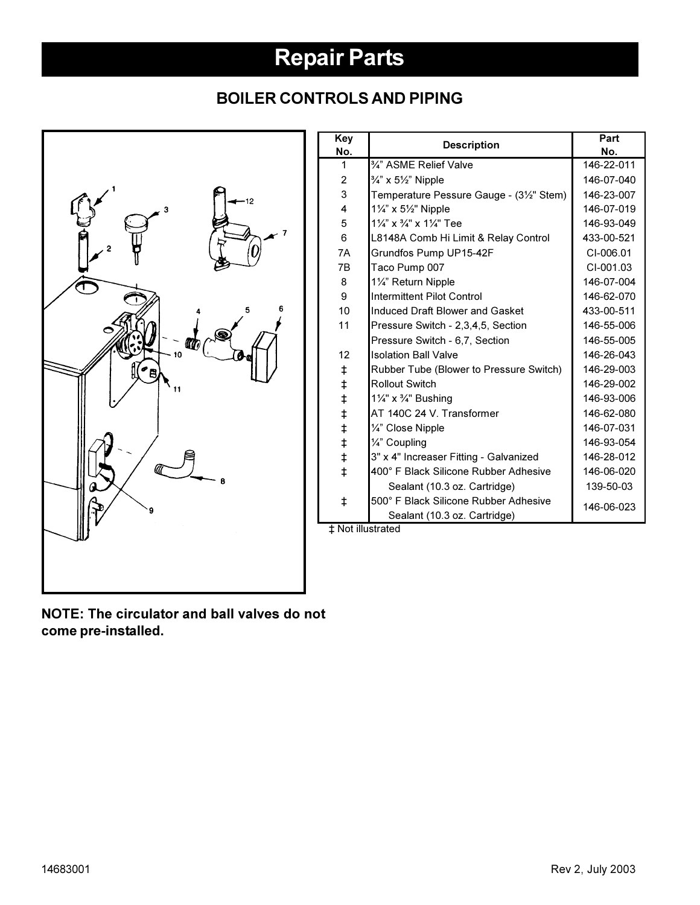# Repair Parts

## BOILER CONTROLS AND PIPING

1
3
12
7
2
4
5
6
10
11
8
9

| Key No. | Description | Part No. |
|---|---|---|
| 1 | ¾" ASME Relief Valve | 146-22-011 |
| 2 | ¾" x 5½" Nipple | 146-07-040 |
| 3 | Temperature Pessure Gauge - (3½" Stem) | 146-23-007 |
| 4 | 1¼" x 5½" Nipple | 146-07-019 |
| 5 | 1¼" x ¾" x 1¼" Tee | 146-93-049 |
| 6 | L8148A Comb Hi Limit & Relay Control | 433-00-521 |
| 7A | Grundfos Pump UP15-42F | CI-006.01 |
| 7B | Taco Pump 007 | CI-001.03 |
| 8 | 1¼" Return Nipple | 146-07-004 |
| 9 | Intermittent Pilot Control | 146-62-070 |
| 10 | Induced Draft Blower and Gasket | 433-00-511 |
| 11 | Pressure Switch - 2,3,4,5, Section | 146-55-006 |
| | Pressure Switch - 6,7, Section | 146-55-005 |
| 12 | Isolation Ball Valve | 146-26-043 |
| ‡ | Rubber Tube (Blower to Pressure Switch) | 146-29-003 |
| ‡ | Rollout Switch | 146-29-002 |
| ‡ | 1¼" x ¾" Bushing | 146-93-006 |
| ‡ | AT 140C 24 V. Transformer | 146-62-080 |
| ‡ | ¼" Close Nipple | 146-07-031 |
| ‡ | ¼" Coupling | 146-93-054 |
| ‡ | 3" x 4" Increaser Fitting - Galvanized | 146-28-012 |
| ‡ | 400° F Black Silicone Rubber Adhesive Sealant (10.3 oz. Cartridge) | 146-06-020 139-50-03 |
| ‡ | 500° F Black Silicone Rubber Adhesive Sealant (10.3 oz. Cartridge) | 146-06-023 |

‡ Not illustrated

**NOTE: The circulator and ball valves do not come pre-installed.**

14683001

Rev 2, July 2003